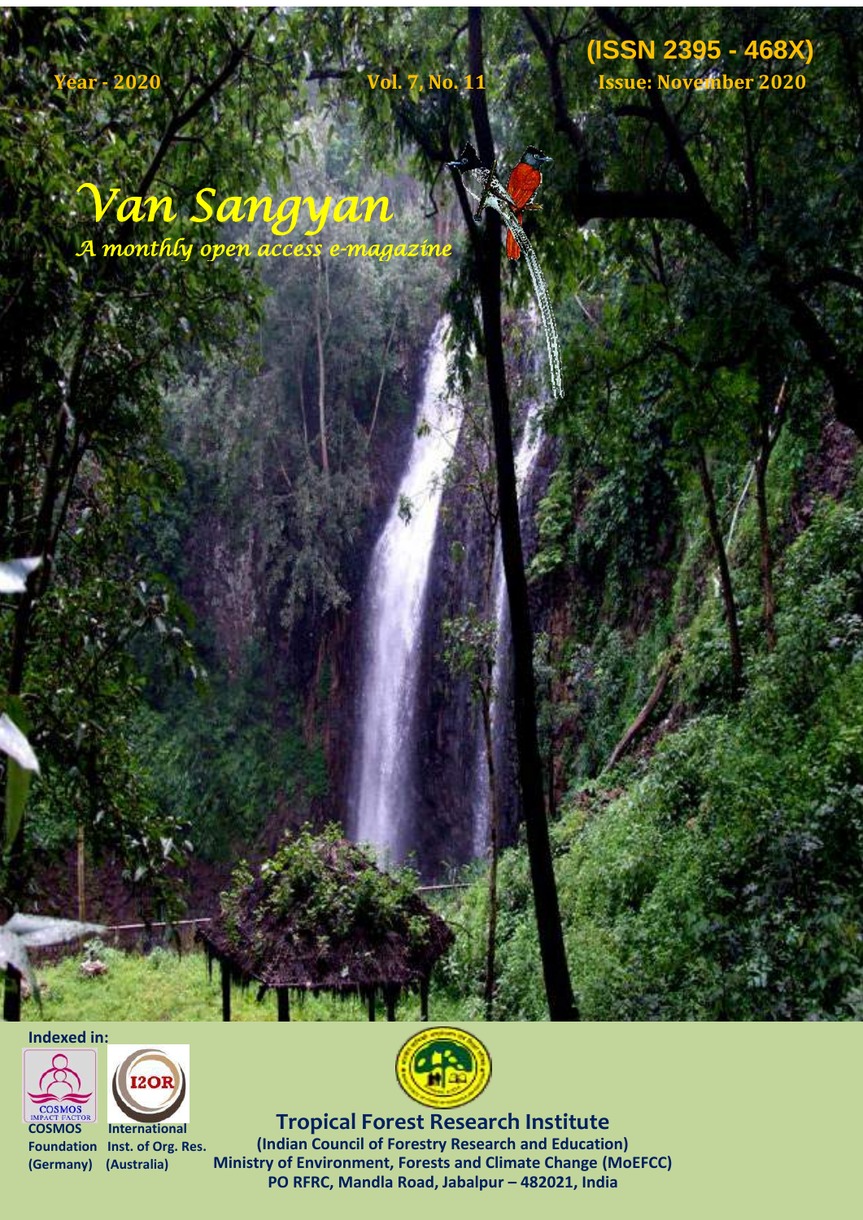Year - 2020 Vol. 7, No. 11 (ISSN 2395 - 468X) Issue: November 2020

# *Van Sangyan*

*A monthly open access e-magazine*

Indexed in:

COSMOS Foundation (Germany)

International Inst. of Org. Res. (Australia)

**Tropical Forest Research Institute**

**(Indian Council of Forestry Research and Education)**

**Ministry of Environment, Forests and Climate Change (MoEFCC)**

**PO RFRC, Mandla Road, Jabalpur – 482021, India**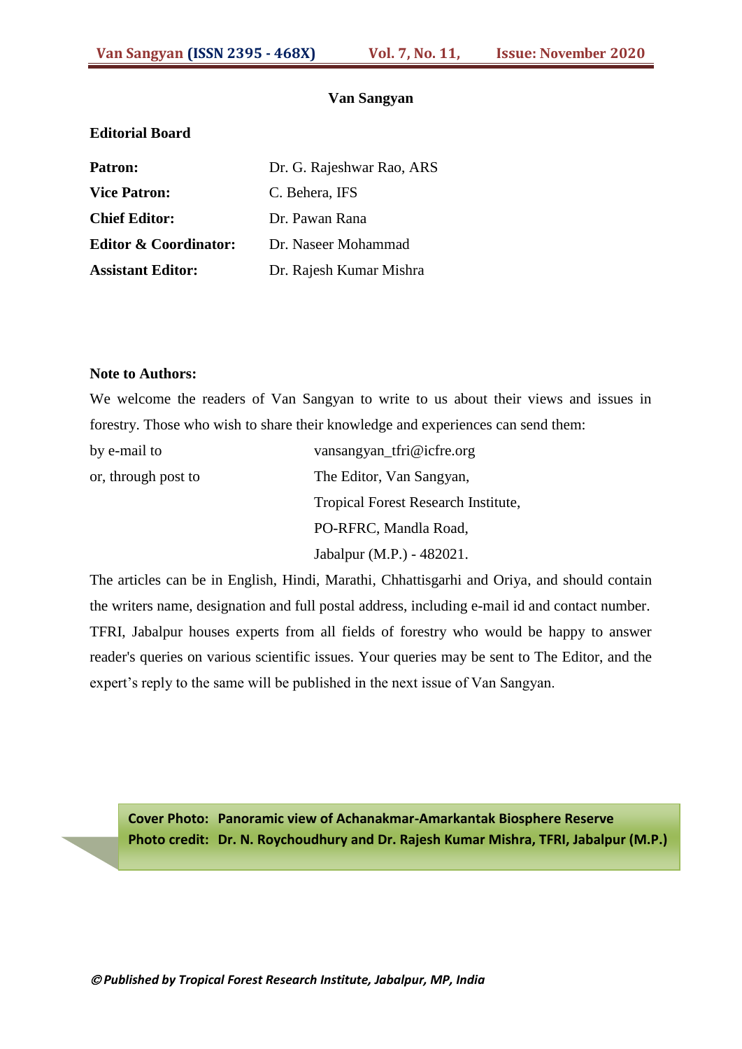# Van Sangyan

## Editorial Board

| | |
|---|---|
| **Patron:** | Dr. G. Rajeshwar Rao, ARS |
| **Vice Patron:** | C. Behera, IFS |
| **Chief Editor:** | Dr. Pawan Rana |
| **Editor & Coordinator:** | Dr. Naseer Mohammad |
| **Assistant Editor:** | Dr. Rajesh Kumar Mishra |

## Note to Authors:

We welcome the readers of Van Sangyan to write to us about their views and issues in forestry. Those who wish to share their knowledge and experiences can send them:

by e-mail to vansangyan_tfri@icfre.org

or, through post to The Editor, Van Sangyan,
Tropical Forest Research Institute,
PO-RFRC, Mandla Road,
Jabalpur (M.P.) - 482021.

The articles can be in English, Hindi, Marathi, Chhattisgarhi and Oriya, and should contain the writers name, designation and full postal address, including e-mail id and contact number. TFRI, Jabalpur houses experts from all fields of forestry who would be happy to answer reader's queries on various scientific issues. Your queries may be sent to The Editor, and the expert's reply to the same will be published in the next issue of Van Sangyan.

**Cover Photo: Panoramic view of Achanakmar-Amarkantak Biosphere Reserve**
**Photo credit: Dr. N. Roychoudhury and Dr. Rajesh Kumar Mishra, TFRI, Jabalpur (M.P.)**

*©Published by Tropical Forest Research Institute, Jabalpur, MP, India*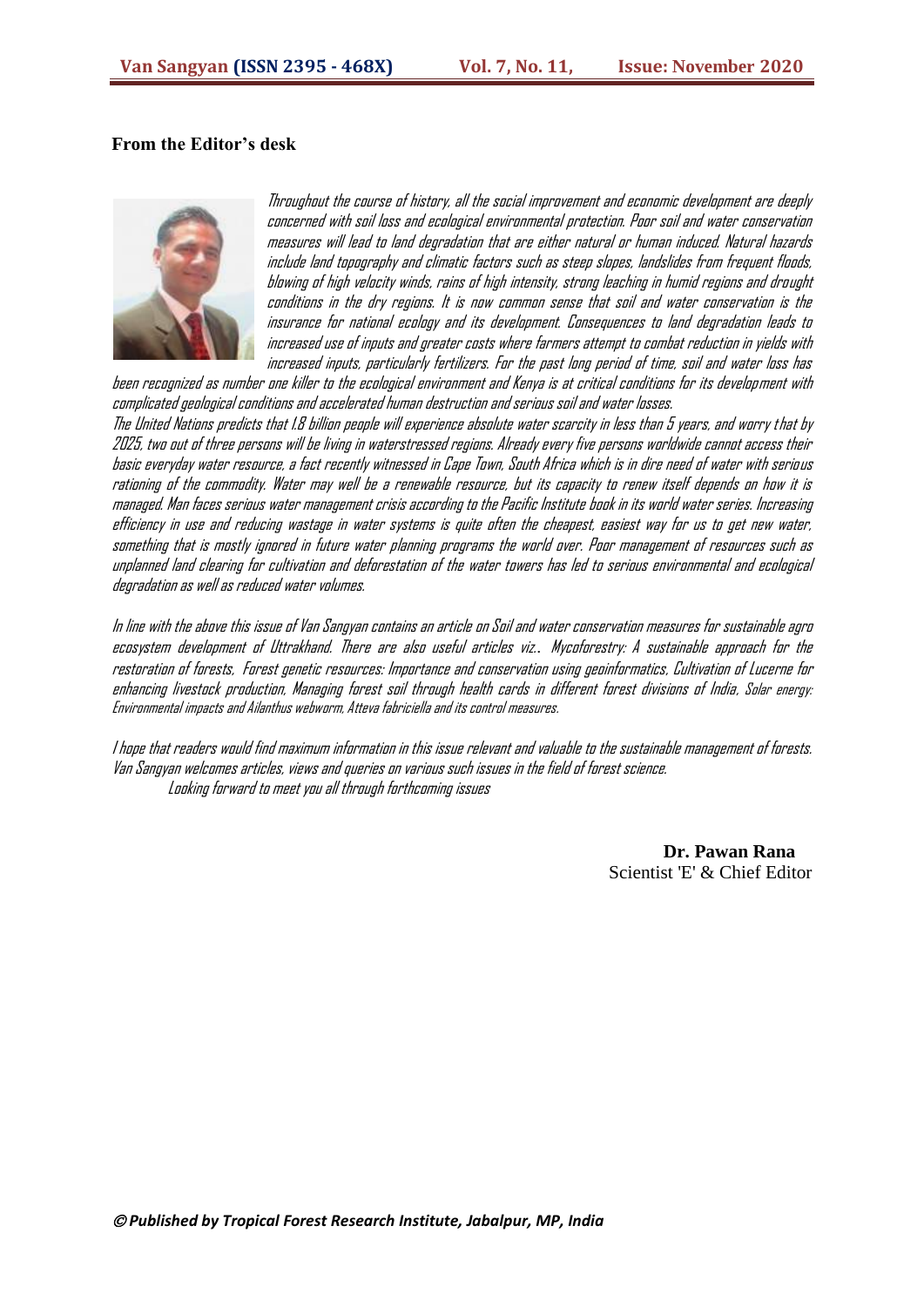## From the Editor's desk

*Throughout the course of history, all the social improvement and economic development are deeply concerned with soil loss and ecological environmental protection. Poor soil and water conservation measures will lead to land degradation that are either natural or human induced. Natural hazards include land topography and climatic factors such as steep slopes, landslides from frequent floods, blowing of high velocity winds, rains of high intensity, strong leaching in humid regions and drought conditions in the dry regions. It is now common sense that soil and water conservation is the insurance for national ecology and its development. Consequences to land degradation leads to increased use of inputs and greater costs where farmers attempt to combat reduction in yields with increased inputs, particularly fertilizers. For the past long period of time, soil and water loss has been recognized as number one killer to the ecological environment and Kenya is at critical conditions for its development with complicated geological conditions and accelerated human destruction and serious soil and water losses.*

*The United Nations predicts that 1.8 billion people will experience absolute water scarcity in less than 5 years, and worry that by 2025, two out of three persons will be living in waterstressed regions. Already every five persons worldwide cannot access their basic everyday water resource, a fact recently witnessed in Cape Town, South Africa which is in dire need of water with serious rationing of the commodity. Water may well be a renewable resource, but its capacity to renew itself depends on how it is managed. Man faces serious water management crisis according to the Pacific Institute book in its world water series. Increasing efficiency in use and reducing wastage in water systems is quite often the cheapest, easiest way for us to get new water, something that is mostly ignored in future water planning programs the world over. Poor management of resources such as unplanned land clearing for cultivation and deforestation of the water towers has led to serious environmental and ecological degradation as well as reduced water volumes.*

*In line with the above this issue of Van Sangyan contains an article on Soil and water conservation measures for sustainable agro ecosystem development of Uttrakhand. There are also useful articles viz.. Mycoforestry: A sustainable approach for the restoration of forests, Forest genetic resources: Importance and conservation using geoinformatics, Cultivation of Lucerne for enhancing livestock production, Managing forest soil through health cards in different forest divisions of India, Solar energy: Environmental impacts and Ailanthus webworm, Atteva fabriciella and its control measures.*

*I hope that readers would find maximum information in this issue relevant and valuable to the sustainable management of forests. Van Sangyan welcomes articles, views and queries on various such issues in the field of forest science.*

*Looking forward to meet you all through forthcoming issues*

**Dr. Pawan Rana**
Scientist 'E' & Chief Editor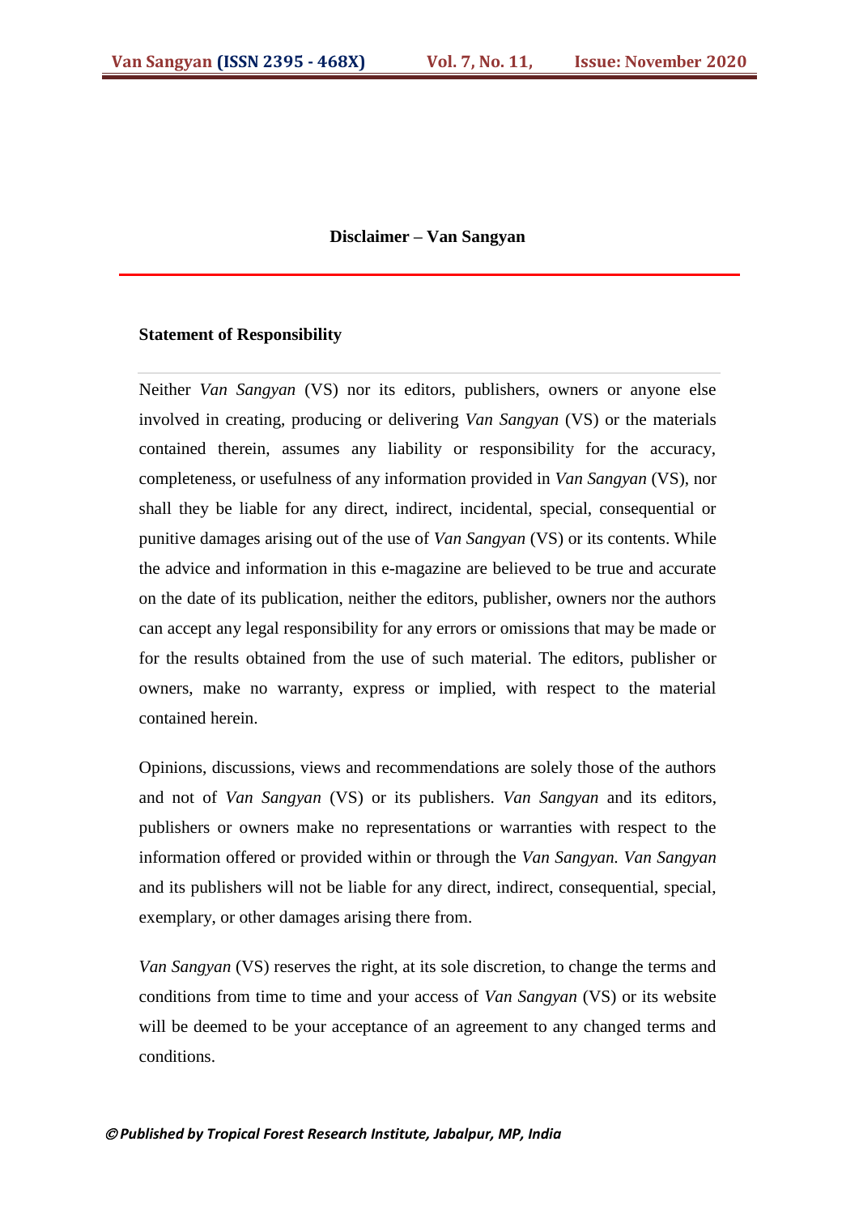# Disclaimer – Van Sangyan

## Statement of Responsibility

Neither *Van Sangyan* (VS) nor its editors, publishers, owners or anyone else involved in creating, producing or delivering *Van Sangyan* (VS) or the materials contained therein, assumes any liability or responsibility for the accuracy, completeness, or usefulness of any information provided in *Van Sangyan* (VS), nor shall they be liable for any direct, indirect, incidental, special, consequential or punitive damages arising out of the use of *Van Sangyan* (VS) or its contents. While the advice and information in this e-magazine are believed to be true and accurate on the date of its publication, neither the editors, publisher, owners nor the authors can accept any legal responsibility for any errors or omissions that may be made or for the results obtained from the use of such material. The editors, publisher or owners, make no warranty, express or implied, with respect to the material contained herein.

Opinions, discussions, views and recommendations are solely those of the authors and not of *Van Sangyan* (VS) or its publishers. *Van Sangyan* and its editors, publishers or owners make no representations or warranties with respect to the information offered or provided within or through the *Van Sangyan. Van Sangyan* and its publishers will not be liable for any direct, indirect, consequential, special, exemplary, or other damages arising there from.

*Van Sangyan* (VS) reserves the right, at its sole discretion, to change the terms and conditions from time to time and your access of *Van Sangyan* (VS) or its website will be deemed to be your acceptance of an agreement to any changed terms and conditions.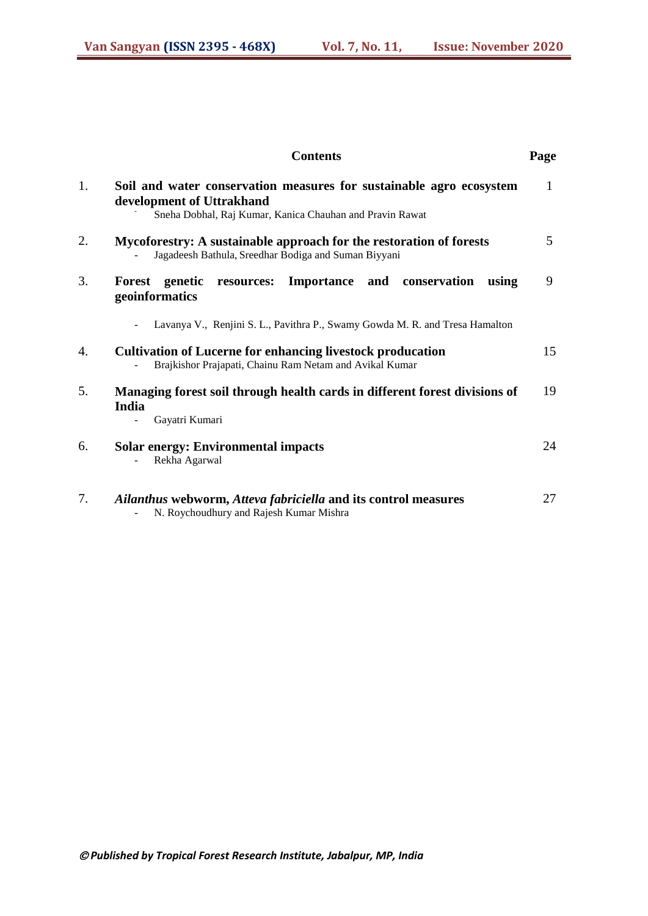## Contents

| No. | Title | Page |
|---|---|---|
| 1. | **Soil and water conservation measures for sustainable agro ecosystem development of Uttrakhand**<br>- Sneha Dobhal, Raj Kumar, Kanica Chauhan and Pravin Rawat | 1 |
| 2. | **Mycoforestry: A sustainable approach for the restoration of forests**<br>- Jagadeesh Bathula, Sreedhar Bodiga and Suman Biyyani | 5 |
| 3. | **Forest genetic resources: Importance and conservation using geoinformatics**<br>- Lavanya V., Renjini S. L., Pavithra P., Swamy Gowda M. R. and Tresa Hamalton | 9 |
| 4. | **Cultivation of Lucerne for enhancing livestock producation**<br>- Brajkishor Prajapati, Chainu Ram Netam and Avikal Kumar | 15 |
| 5. | **Managing forest soil through health cards in different forest divisions of India**<br>- Gayatri Kumari | 19 |
| 6. | **Solar energy: Environmental impacts**<br>- Rekha Agarwal | 24 |
| 7. | ***Ailanthus* webworm, *Atteva fabriciella* and its control measures**<br>- N. Roychoudhury and Rajesh Kumar Mishra | 27 |

*©Published by Tropical Forest Research Institute, Jabalpur, MP, India*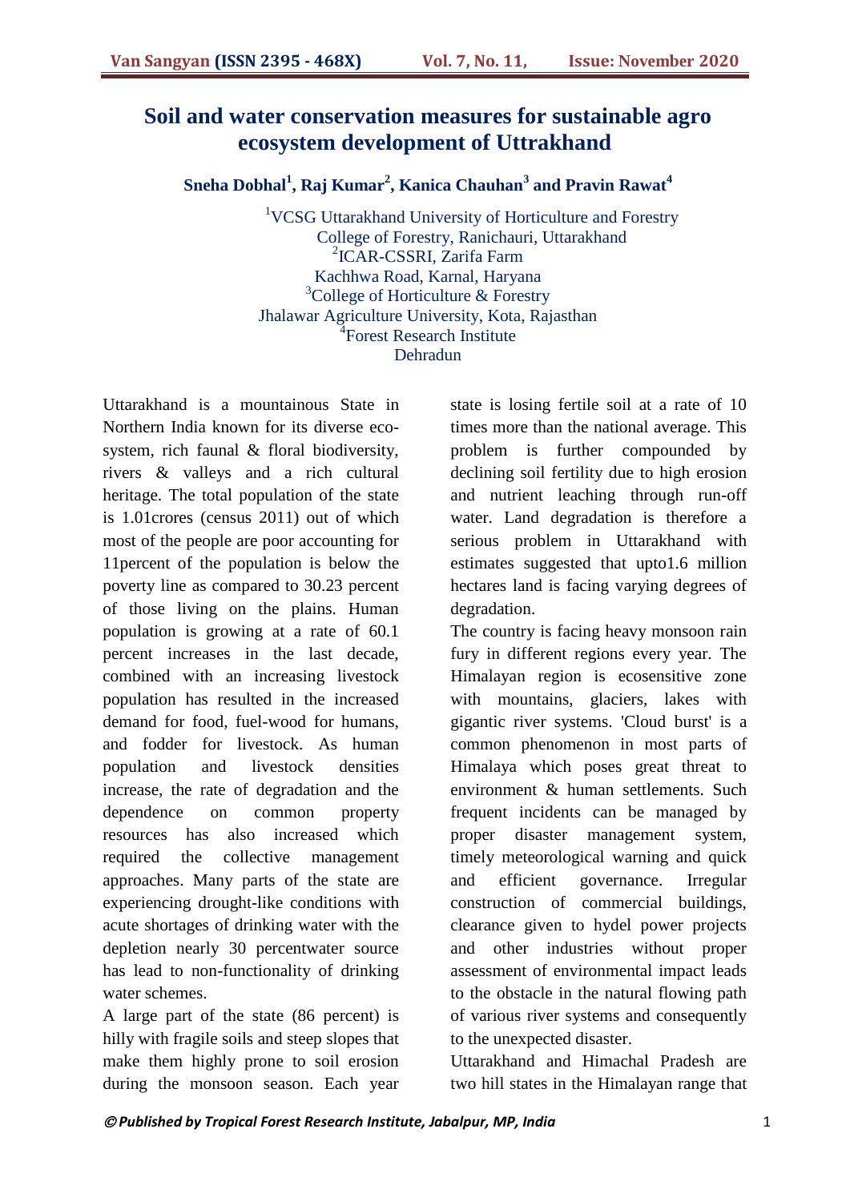# Soil and water conservation measures for sustainable agro ecosystem development of Uttrakhand

**Sneha Dobhal[1], Raj Kumar[2], Kanica Chauhan[3] and Pravin Rawat[4]**

[1]VCSG Uttarakhand University of Horticulture and Forestry
College of Forestry, Ranichauri, Uttarakhand
[2]ICAR-CSSRI, Zarifa Farm
Kachhwa Road, Karnal, Haryana
[3]College of Horticulture & Forestry
Jhalawar Agriculture University, Kota, Rajasthan
[4]Forest Research Institute
Dehradun

Uttarakhand is a mountainous State in Northern India known for its diverse eco-system, rich faunal & floral biodiversity, rivers & valleys and a rich cultural heritage. The total population of the state is 1.01crores (census 2011) out of which most of the people are poor accounting for 11percent of the population is below the poverty line as compared to 30.23 percent of those living on the plains. Human population is growing at a rate of 60.1 percent increases in the last decade, combined with an increasing livestock population has resulted in the increased demand for food, fuel-wood for humans, and fodder for livestock. As human population and livestock densities increase, the rate of degradation and the dependence on common property resources has also increased which required the collective management approaches. Many parts of the state are experiencing drought-like conditions with acute shortages of drinking water with the depletion nearly 30 percentwater source has lead to non-functionality of drinking water schemes.

A large part of the state (86 percent) is hilly with fragile soils and steep slopes that make them highly prone to soil erosion during the monsoon season. Each year state is losing fertile soil at a rate of 10 times more than the national average. This problem is further compounded by declining soil fertility due to high erosion and nutrient leaching through run-off water. Land degradation is therefore a serious problem in Uttarakhand with estimates suggested that upto1.6 million hectares land is facing varying degrees of degradation.

The country is facing heavy monsoon rain fury in different regions every year. The Himalayan region is ecosensitive zone with mountains, glaciers, lakes with gigantic river systems. 'Cloud burst' is a common phenomenon in most parts of Himalaya which poses great threat to environment & human settlements. Such frequent incidents can be managed by proper disaster management system, timely meteorological warning and quick and efficient governance. Irregular construction of commercial buildings, clearance given to hydel power projects and other industries without proper assessment of environmental impact leads to the obstacle in the natural flowing path of various river systems and consequently to the unexpected disaster.

Uttarakhand and Himachal Pradesh are two hill states in the Himalayan range that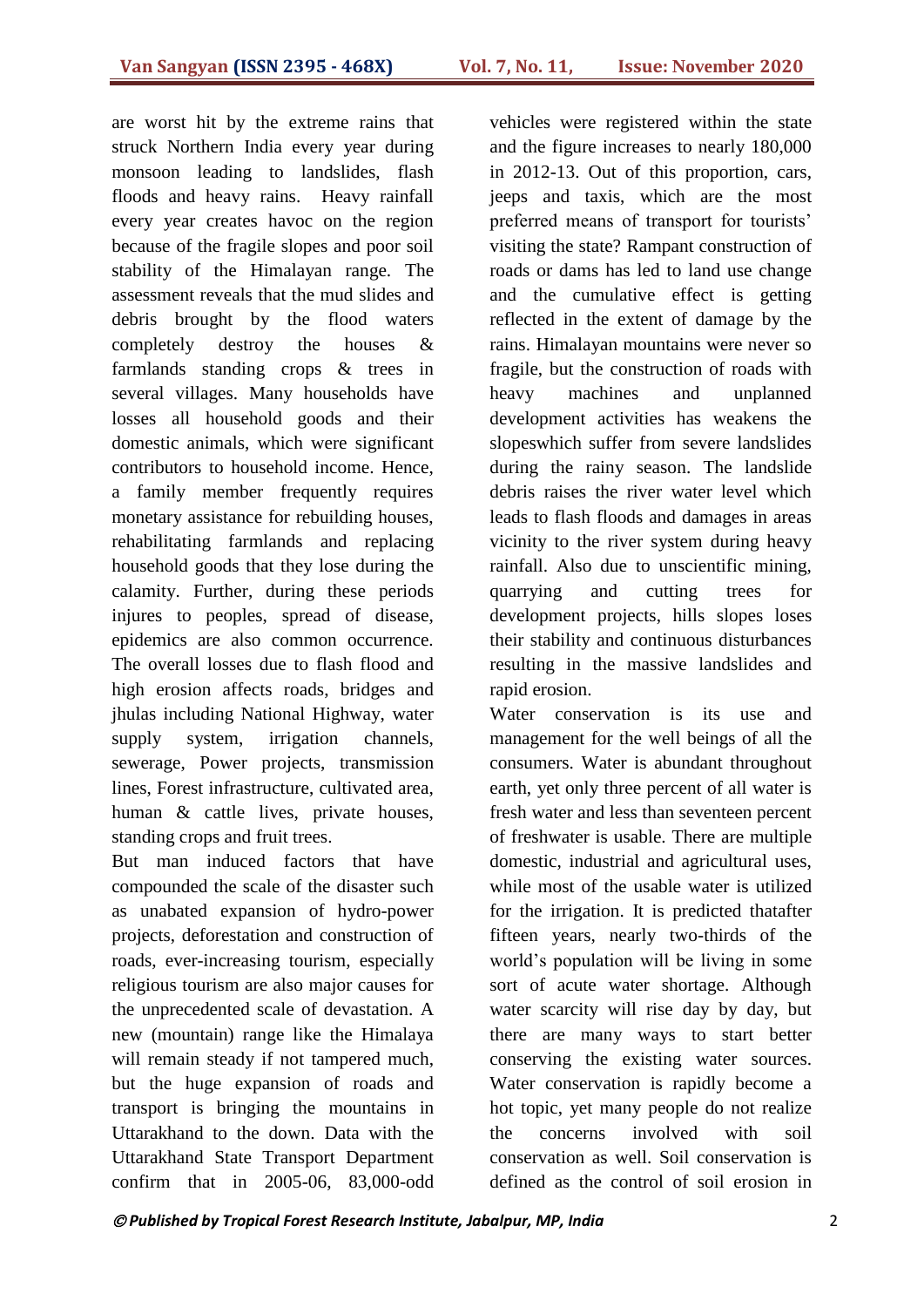are worst hit by the extreme rains that struck Northern India every year during monsoon leading to landslides, flash floods and heavy rains. Heavy rainfall every year creates havoc on the region because of the fragile slopes and poor soil stability of the Himalayan range. The assessment reveals that the mud slides and debris brought by the flood waters completely destroy the houses & farmlands standing crops & trees in several villages. Many households have losses all household goods and their domestic animals, which were significant contributors to household income. Hence, a family member frequently requires monetary assistance for rebuilding houses, rehabilitating farmlands and replacing household goods that they lose during the calamity. Further, during these periods injures to peoples, spread of disease, epidemics are also common occurrence. The overall losses due to flash flood and high erosion affects roads, bridges and jhulas including National Highway, water supply system, irrigation channels, sewerage, Power projects, transmission lines, Forest infrastructure, cultivated area, human & cattle lives, private houses, standing crops and fruit trees.

But man induced factors that have compounded the scale of the disaster such as unabated expansion of hydro-power projects, deforestation and construction of roads, ever-increasing tourism, especially religious tourism are also major causes for the unprecedented scale of devastation. A new (mountain) range like the Himalaya will remain steady if not tampered much, but the huge expansion of roads and transport is bringing the mountains in Uttarakhand to the down. Data with the Uttarakhand State Transport Department confirm that in 2005-06, 83,000-odd vehicles were registered within the state and the figure increases to nearly 180,000 in 2012-13. Out of this proportion, cars, jeeps and taxis, which are the most preferred means of transport for tourists' visiting the state? Rampant construction of roads or dams has led to land use change and the cumulative effect is getting reflected in the extent of damage by the rains. Himalayan mountains were never so fragile, but the construction of roads with heavy machines and unplanned development activities has weakens the slopeswhich suffer from severe landslides during the rainy season. The landslide debris raises the river water level which leads to flash floods and damages in areas vicinity to the river system during heavy rainfall. Also due to unscientific mining, quarrying and cutting trees for development projects, hills slopes loses their stability and continuous disturbances resulting in the massive landslides and rapid erosion.

Water conservation is its use and management for the well beings of all the consumers. Water is abundant throughout earth, yet only three percent of all water is fresh water and less than seventeen percent of freshwater is usable. There are multiple domestic, industrial and agricultural uses, while most of the usable water is utilized for the irrigation. It is predicted thatafter fifteen years, nearly two-thirds of the world's population will be living in some sort of acute water shortage. Although water scarcity will rise day by day, but there are many ways to start better conserving the existing water sources. Water conservation is rapidly become a hot topic, yet many people do not realize the concerns involved with soil conservation as well. Soil conservation is defined as the control of soil erosion in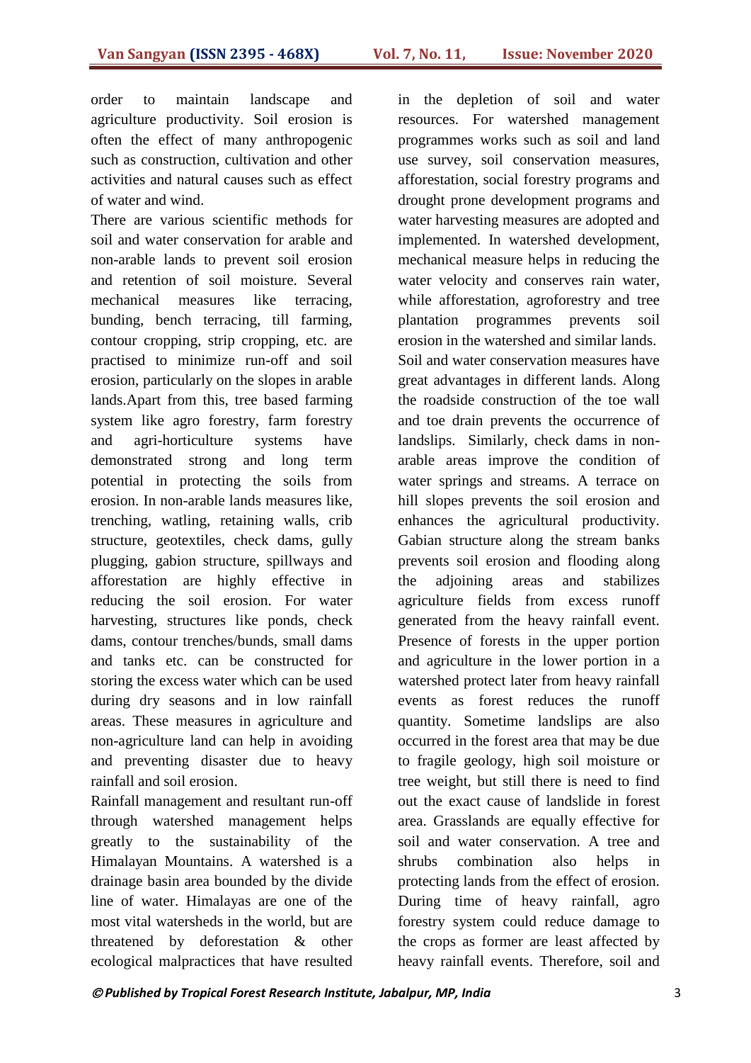order to maintain landscape and agriculture productivity. Soil erosion is often the effect of many anthropogenic such as construction, cultivation and other activities and natural causes such as effect of water and wind.

There are various scientific methods for soil and water conservation for arable and non-arable lands to prevent soil erosion and retention of soil moisture. Several mechanical measures like terracing, bunding, bench terracing, till farming, contour cropping, strip cropping, etc. are practised to minimize run-off and soil erosion, particularly on the slopes in arable lands.Apart from this, tree based farming system like agro forestry, farm forestry and agri-horticulture systems have demonstrated strong and long term potential in protecting the soils from erosion. In non-arable lands measures like, trenching, watling, retaining walls, crib structure, geotextiles, check dams, gully plugging, gabion structure, spillways and afforestation are highly effective in reducing the soil erosion. For water harvesting, structures like ponds, check dams, contour trenches/bunds, small dams and tanks etc. can be constructed for storing the excess water which can be used during dry seasons and in low rainfall areas. These measures in agriculture and non-agriculture land can help in avoiding and preventing disaster due to heavy rainfall and soil erosion.

Rainfall management and resultant run-off through watershed management helps greatly to the sustainability of the Himalayan Mountains. A watershed is a drainage basin area bounded by the divide line of water. Himalayas are one of the most vital watersheds in the world, but are threatened by deforestation & other ecological malpractices that have resulted in the depletion of soil and water resources. For watershed management programmes works such as soil and land use survey, soil conservation measures, afforestation, social forestry programs and drought prone development programs and water harvesting measures are adopted and implemented. In watershed development, mechanical measure helps in reducing the water velocity and conserves rain water, while afforestation, agroforestry and tree plantation programmes prevents soil erosion in the watershed and similar lands.

Soil and water conservation measures have great advantages in different lands. Along the roadside construction of the toe wall and toe drain prevents the occurrence of landslips. Similarly, check dams in non-arable areas improve the condition of water springs and streams. A terrace on hill slopes prevents the soil erosion and enhances the agricultural productivity. Gabian structure along the stream banks prevents soil erosion and flooding along the adjoining areas and stabilizes agriculture fields from excess runoff generated from the heavy rainfall event. Presence of forests in the upper portion and agriculture in the lower portion in a watershed protect later from heavy rainfall events as forest reduces the runoff quantity. Sometime landslips are also occurred in the forest area that may be due to fragile geology, high soil moisture or tree weight, but still there is need to find out the exact cause of landslide in forest area. Grasslands are equally effective for soil and water conservation. A tree and shrubs combination also helps in protecting lands from the effect of erosion. During time of heavy rainfall, agro forestry system could reduce damage to the crops as former are least affected by heavy rainfall events. Therefore, soil and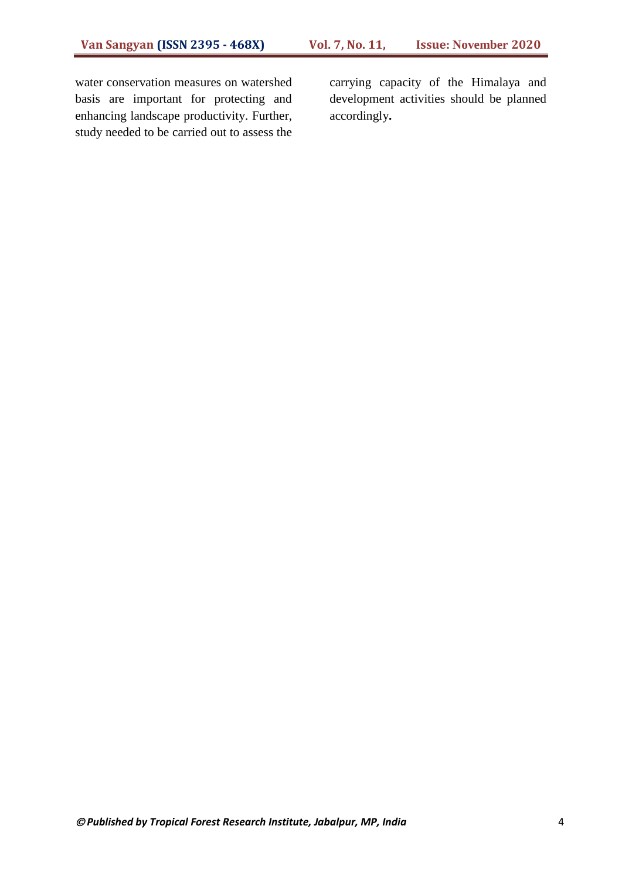water conservation measures on watershed basis are important for protecting and enhancing landscape productivity. Further, study needed to be carried out to assess the carrying capacity of the Himalaya and development activities should be planned accordingly.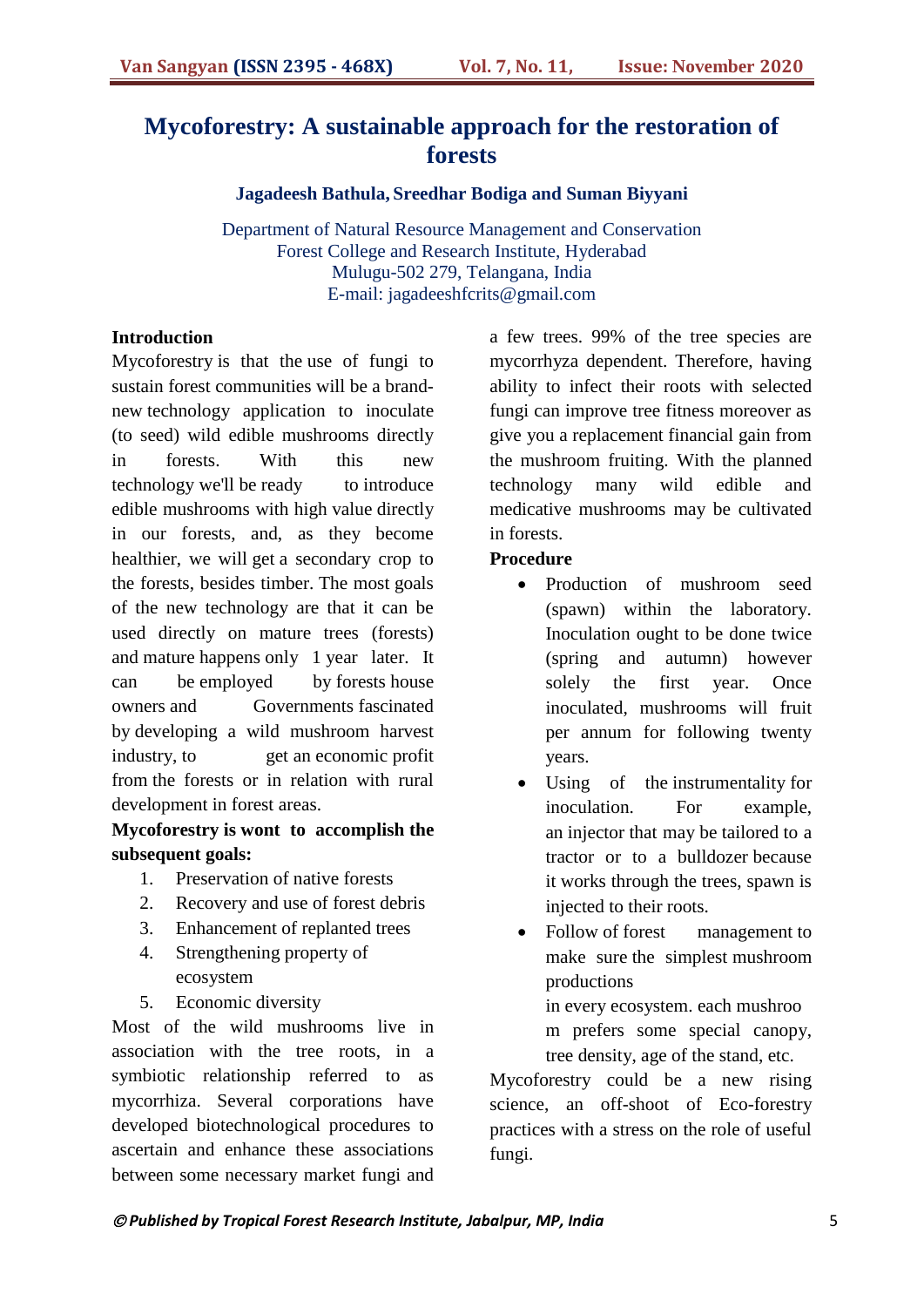# Mycoforestry: A sustainable approach for the restoration of forests

**Jagadeesh Bathula, Sreedhar Bodiga and Suman Biyyani**

Department of Natural Resource Management and Conservation
Forest College and Research Institute, Hyderabad
Mulugu-502 279, Telangana, India
E-mail: jagadeeshfcrits@gmail.com

## Introduction

Mycoforestry is that the use of fungi to sustain forest communities will be a brand-new technology application to inoculate (to seed) wild edible mushrooms directly in forests. With this new technology we'll be ready to introduce edible mushrooms with high value directly in our forests, and, as they become healthier, we will get a secondary crop to the forests, besides timber. The most goals of the new technology are that it can be used directly on mature trees (forests) and mature happens only 1 year later. It can be employed by forests house owners and Governments fascinated by developing a wild mushroom harvest industry, to get an economic profit from the forests or in relation with rural development in forest areas.

**Mycoforestry is wont to accomplish the subsequent goals:**

1. Preservation of native forests
2. Recovery and use of forest debris
3. Enhancement of replanted trees
4. Strengthening property of ecosystem
5. Economic diversity

Most of the wild mushrooms live in association with the tree roots, in a symbiotic relationship referred to as mycorrhiza. Several corporations have developed biotechnological procedures to ascertain and enhance these associations between some necessary market fungi and a few trees. 99% of the tree species are mycorrhyza dependent. Therefore, having ability to infect their roots with selected fungi can improve tree fitness moreover as give you a replacement financial gain from the mushroom fruiting. With the planned technology many wild edible and medicative mushrooms may be cultivated in forests.

**Procedure**

- Production of mushroom seed (spawn) within the laboratory. Inoculation ought to be done twice (spring and autumn) however solely the first year. Once inoculated, mushrooms will fruit per annum for following twenty years.
- Using of the instrumentality for inoculation. For example, an injector that may be tailored to a tractor or to a bulldozer because it works through the trees, spawn is injected to their roots.
- Follow of forest management to make sure the simplest mushroom productions in every ecosystem. each mushroom prefers some special canopy, tree density, age of the stand, etc.

Mycoforestry could be a new rising science, an off-shoot of Eco-forestry practices with a stress on the role of useful fungi.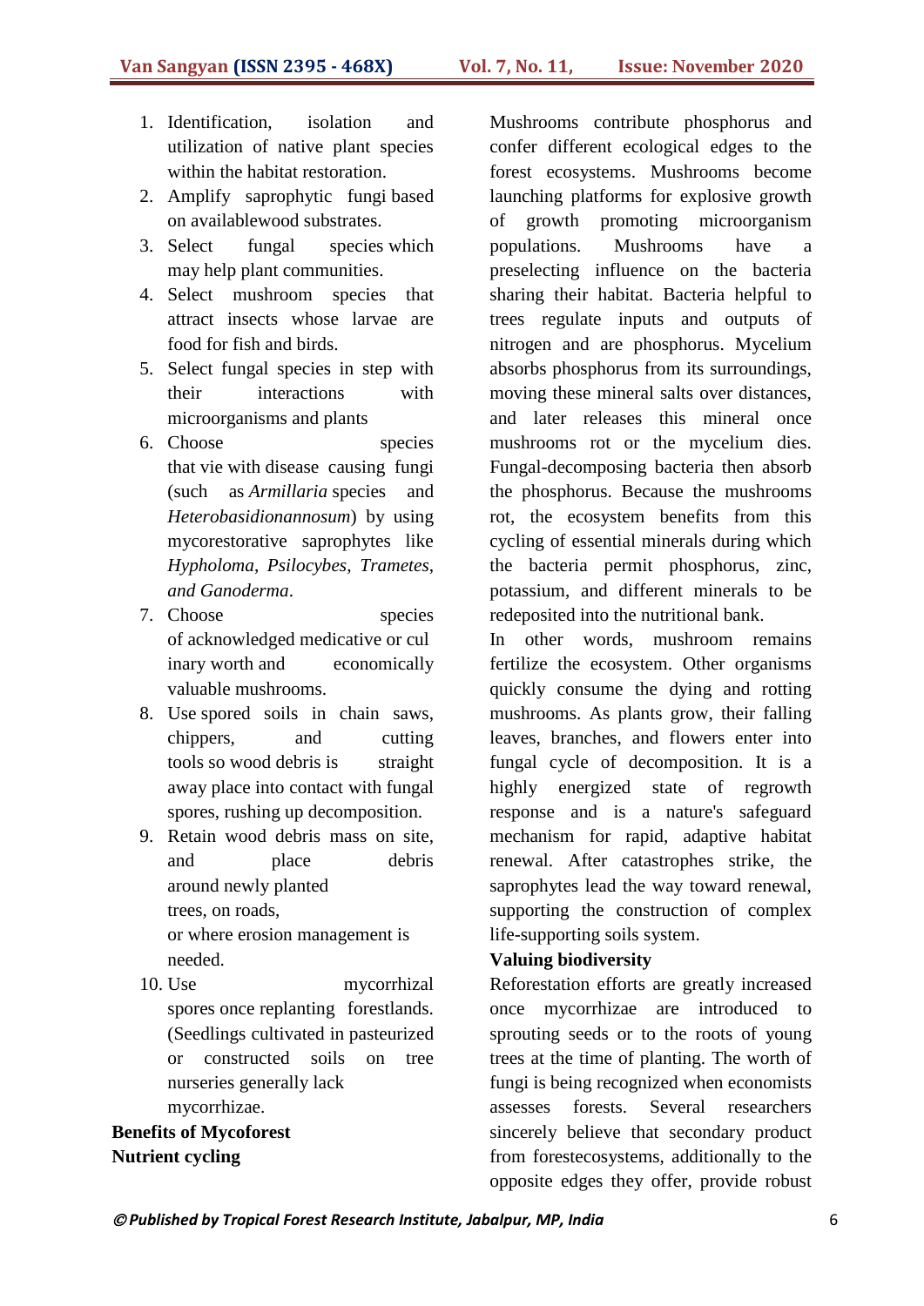1. Identification, isolation and utilization of native plant species within the habitat restoration.
2. Amplify saprophytic fungi based on availablewood substrates.
3. Select fungal species which may help plant communities.
4. Select mushroom species that attract insects whose larvae are food for fish and birds.
5. Select fungal species in step with their interactions with microorganisms and plants
6. Choose species that vie with disease causing fungi (such as *Armillaria* species and *Heterobasidionannosum*) by using mycorestorative saprophytes like *Hypholoma*, *Psilocybes*, *Trametes*, *and Ganoderma*.
7. Choose species of acknowledged medicative or cul inary worth and economically valuable mushrooms.
8. Use spored soils in chain saws, chippers, and cutting tools so wood debris is straight away place into contact with fungal spores, rushing up decomposition.
9. Retain wood debris mass on site, and place debris around newly planted trees, on roads, or where erosion management is needed.
10. Use mycorrhizal spores once replanting forestlands. (Seedlings cultivated in pasteurized or constructed soils on tree nurseries generally lack mycorrhizae.

**Benefits of Mycoforest**

**Nutrient cycling**

Mushrooms contribute phosphorus and confer different ecological edges to the forest ecosystems. Mushrooms become launching platforms for explosive growth of growth promoting microorganism populations. Mushrooms have a preselecting influence on the bacteria sharing their habitat. Bacteria helpful to trees regulate inputs and outputs of nitrogen and are phosphorus. Mycelium absorbs phosphorus from its surroundings, moving these mineral salts over distances, and later releases this mineral once mushrooms rot or the mycelium dies. Fungal-decomposing bacteria then absorb the phosphorus. Because the mushrooms rot, the ecosystem benefits from this cycling of essential minerals during which the bacteria permit phosphorus, zinc, potassium, and different minerals to be redeposited into the nutritional bank.

In other words, mushroom remains fertilize the ecosystem. Other organisms quickly consume the dying and rotting mushrooms. As plants grow, their falling leaves, branches, and flowers enter into fungal cycle of decomposition. It is a highly energized state of regrowth response and is a nature's safeguard mechanism for rapid, adaptive habitat renewal. After catastrophes strike, the saprophytes lead the way toward renewal, supporting the construction of complex life-supporting soils system.

**Valuing biodiversity**

Reforestation efforts are greatly increased once mycorrhizae are introduced to sprouting seeds or to the roots of young trees at the time of planting. The worth of fungi is being recognized when economists assesses forests. Several researchers sincerely believe that secondary product from forestecosystems, additionally to the opposite edges they offer, provide robust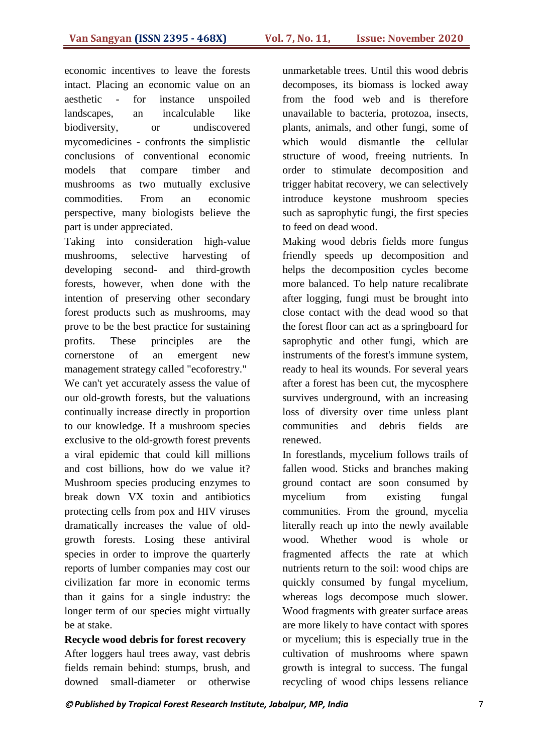economic incentives to leave the forests intact. Placing an economic value on an aesthetic - for instance unspoiled landscapes, an incalculable like biodiversity, or undiscovered mycomedicines - confronts the simplistic conclusions of conventional economic models that compare timber and mushrooms as two mutually exclusive commodities. From an economic perspective, many biologists believe the part is under appreciated.

Taking into consideration high-value mushrooms, selective harvesting of developing second- and third-growth forests, however, when done with the intention of preserving other secondary forest products such as mushrooms, may prove to be the best practice for sustaining profits. These principles are the cornerstone of an emergent new management strategy called "ecoforestry."

We can't yet accurately assess the value of our old-growth forests, but the valuations continually increase directly in proportion to our knowledge. If a mushroom species exclusive to the old-growth forest prevents a viral epidemic that could kill millions and cost billions, how do we value it? Mushroom species producing enzymes to break down VX toxin and antibiotics protecting cells from pox and HIV viruses dramatically increases the value of old-growth forests. Losing these antiviral species in order to improve the quarterly reports of lumber companies may cost our civilization far more in economic terms than it gains for a single industry: the longer term of our species might virtually be at stake.

**Recycle wood debris for forest recovery**

After loggers haul trees away, vast debris fields remain behind: stumps, brush, and downed small-diameter or otherwise unmarketable trees. Until this wood debris decomposes, its biomass is locked away from the food web and is therefore unavailable to bacteria, protozoa, insects, plants, animals, and other fungi, some of which would dismantle the cellular structure of wood, freeing nutrients. In order to stimulate decomposition and trigger habitat recovery, we can selectively introduce keystone mushroom species such as saprophytic fungi, the first species to feed on dead wood.

Making wood debris fields more fungus friendly speeds up decomposition and helps the decomposition cycles become more balanced. To help nature recalibrate after logging, fungi must be brought into close contact with the dead wood so that the forest floor can act as a springboard for saprophytic and other fungi, which are instruments of the forest's immune system, ready to heal its wounds. For several years after a forest has been cut, the mycosphere survives underground, with an increasing loss of diversity over time unless plant communities and debris fields are renewed.

In forestlands, mycelium follows trails of fallen wood. Sticks and branches making ground contact are soon consumed by mycelium from existing fungal communities. From the ground, mycelia literally reach up into the newly available wood. Whether wood is whole or fragmented affects the rate at which nutrients return to the soil: wood chips are quickly consumed by fungal mycelium, whereas logs decompose much slower. Wood fragments with greater surface areas are more likely to have contact with spores or mycelium; this is especially true in the cultivation of mushrooms where spawn growth is integral to success. The fungal recycling of wood chips lessens reliance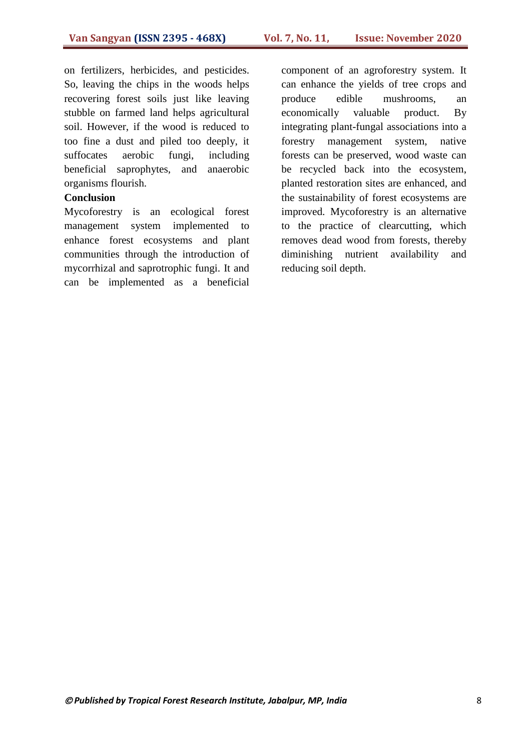on fertilizers, herbicides, and pesticides. So, leaving the chips in the woods helps recovering forest soils just like leaving stubble on farmed land helps agricultural soil. However, if the wood is reduced to too fine a dust and piled too deeply, it suffocates aerobic fungi, including beneficial saprophytes, and anaerobic organisms flourish.

**Conclusion**

Mycoforestry is an ecological forest management system implemented to enhance forest ecosystems and plant communities through the introduction of mycorrhizal and saprotrophic fungi. It and can be implemented as a beneficial component of an agroforestry system. It can enhance the yields of tree crops and produce edible mushrooms, an economically valuable product. By integrating plant-fungal associations into a forestry management system, native forests can be preserved, wood waste can be recycled back into the ecosystem, planted restoration sites are enhanced, and the sustainability of forest ecosystems are improved. Mycoforestry is an alternative to the practice of clearcutting, which removes dead wood from forests, thereby diminishing nutrient availability and reducing soil depth.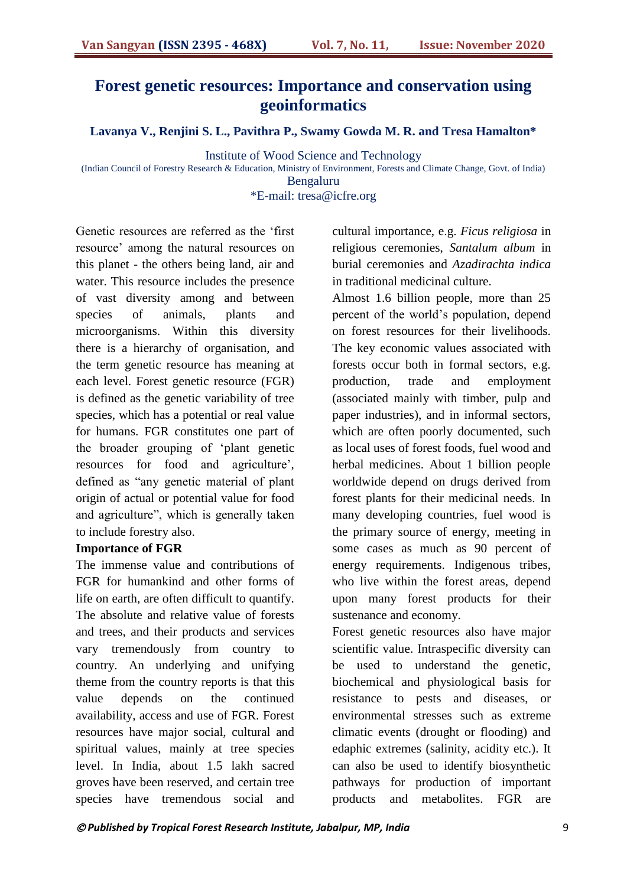# Forest genetic resources: Importance and conservation using geoinformatics

**Lavanya V., Renjini S. L., Pavithra P., Swamy Gowda M. R. and Tresa Hamalton***

Institute of Wood Science and Technology
(Indian Council of Forestry Research & Education, Ministry of Environment, Forests and Climate Change, Govt. of India)
Bengaluru
*E-mail: tresa@icfre.org

Genetic resources are referred as the 'first resource' among the natural resources on this planet - the others being land, air and water. This resource includes the presence of vast diversity among and between species of animals, plants and microorganisms. Within this diversity there is a hierarchy of organisation, and the term genetic resource has meaning at each level. Forest genetic resource (FGR) is defined as the genetic variability of tree species, which has a potential or real value for humans. FGR constitutes one part of the broader grouping of 'plant genetic resources for food and agriculture', defined as "any genetic material of plant origin of actual or potential value for food and agriculture", which is generally taken to include forestry also.

**Importance of FGR**

The immense value and contributions of FGR for humankind and other forms of life on earth, are often difficult to quantify. The absolute and relative value of forests and trees, and their products and services vary tremendously from country to country. An underlying and unifying theme from the country reports is that this value depends on the continued availability, access and use of FGR. Forest resources have major social, cultural and spiritual values, mainly at tree species level. In India, about 1.5 lakh sacred groves have been reserved, and certain tree species have tremendous social and cultural importance, e.g. *Ficus religiosa* in religious ceremonies, *Santalum album* in burial ceremonies and *Azadirachta indica* in traditional medicinal culture.

Almost 1.6 billion people, more than 25 percent of the world's population, depend on forest resources for their livelihoods. The key economic values associated with forests occur both in formal sectors, e.g. production, trade and employment (associated mainly with timber, pulp and paper industries), and in informal sectors, which are often poorly documented, such as local uses of forest foods, fuel wood and herbal medicines. About 1 billion people worldwide depend on drugs derived from forest plants for their medicinal needs. In many developing countries, fuel wood is the primary source of energy, meeting in some cases as much as 90 percent of energy requirements. Indigenous tribes, who live within the forest areas, depend upon many forest products for their sustenance and economy.

Forest genetic resources also have major scientific value. Intraspecific diversity can be used to understand the genetic, biochemical and physiological basis for resistance to pests and diseases, or environmental stresses such as extreme climatic events (drought or flooding) and edaphic extremes (salinity, acidity etc.). It can also be used to identify biosynthetic pathways for production of important products and metabolites. FGR are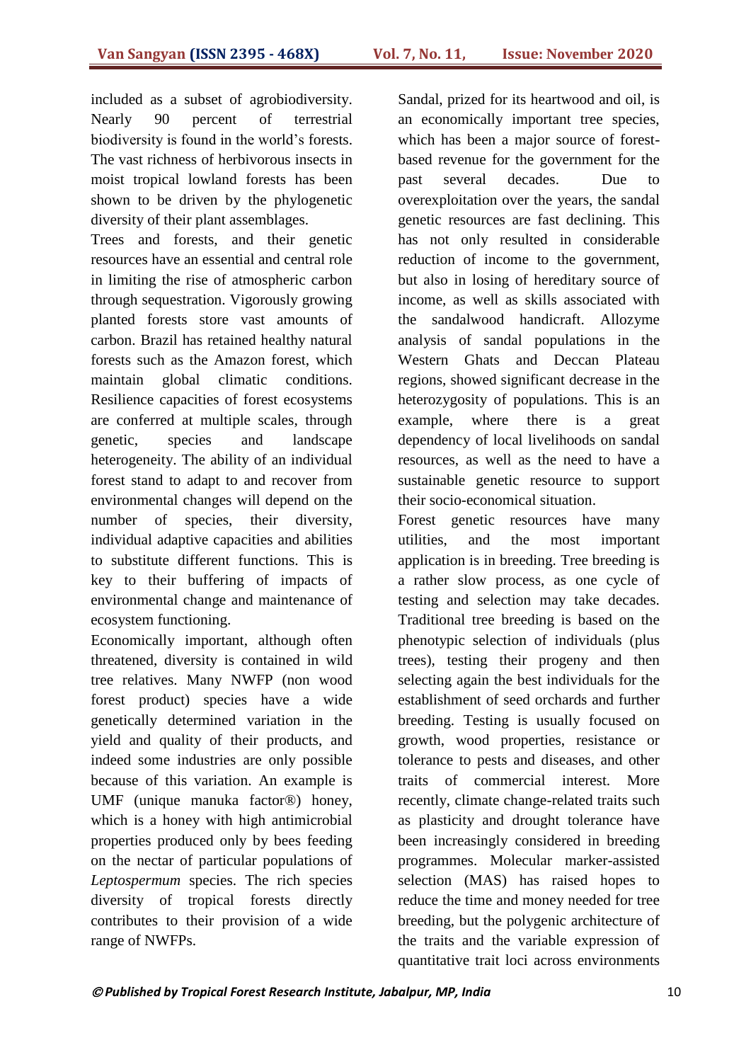included as a subset of agrobiodiversity. Nearly 90 percent of terrestrial biodiversity is found in the world's forests. The vast richness of herbivorous insects in moist tropical lowland forests has been shown to be driven by the phylogenetic diversity of their plant assemblages.

Trees and forests, and their genetic resources have an essential and central role in limiting the rise of atmospheric carbon through sequestration. Vigorously growing planted forests store vast amounts of carbon. Brazil has retained healthy natural forests such as the Amazon forest, which maintain global climatic conditions. Resilience capacities of forest ecosystems are conferred at multiple scales, through genetic, species and landscape heterogeneity. The ability of an individual forest stand to adapt to and recover from environmental changes will depend on the number of species, their diversity, individual adaptive capacities and abilities to substitute different functions. This is key to their buffering of impacts of environmental change and maintenance of ecosystem functioning.

Economically important, although often threatened, diversity is contained in wild tree relatives. Many NWFP (non wood forest product) species have a wide genetically determined variation in the yield and quality of their products, and indeed some industries are only possible because of this variation. An example is UMF (unique manuka factor®) honey, which is a honey with high antimicrobial properties produced only by bees feeding on the nectar of particular populations of *Leptospermum* species. The rich species diversity of tropical forests directly contributes to their provision of a wide range of NWFPs.

Sandal, prized for its heartwood and oil, is an economically important tree species, which has been a major source of forest-based revenue for the government for the past several decades. Due to overexploitation over the years, the sandal genetic resources are fast declining. This has not only resulted in considerable reduction of income to the government, but also in losing of hereditary source of income, as well as skills associated with the sandalwood handicraft. Allozyme analysis of sandal populations in the Western Ghats and Deccan Plateau regions, showed significant decrease in the heterozygosity of populations. This is an example, where there is a great dependency of local livelihoods on sandal resources, as well as the need to have a sustainable genetic resource to support their socio-economical situation.

Forest genetic resources have many utilities, and the most important application is in breeding. Tree breeding is a rather slow process, as one cycle of testing and selection may take decades. Traditional tree breeding is based on the phenotypic selection of individuals (plus trees), testing their progeny and then selecting again the best individuals for the establishment of seed orchards and further breeding. Testing is usually focused on growth, wood properties, resistance or tolerance to pests and diseases, and other traits of commercial interest. More recently, climate change-related traits such as plasticity and drought tolerance have been increasingly considered in breeding programmes. Molecular marker-assisted selection (MAS) has raised hopes to reduce the time and money needed for tree breeding, but the polygenic architecture of the traits and the variable expression of quantitative trait loci across environments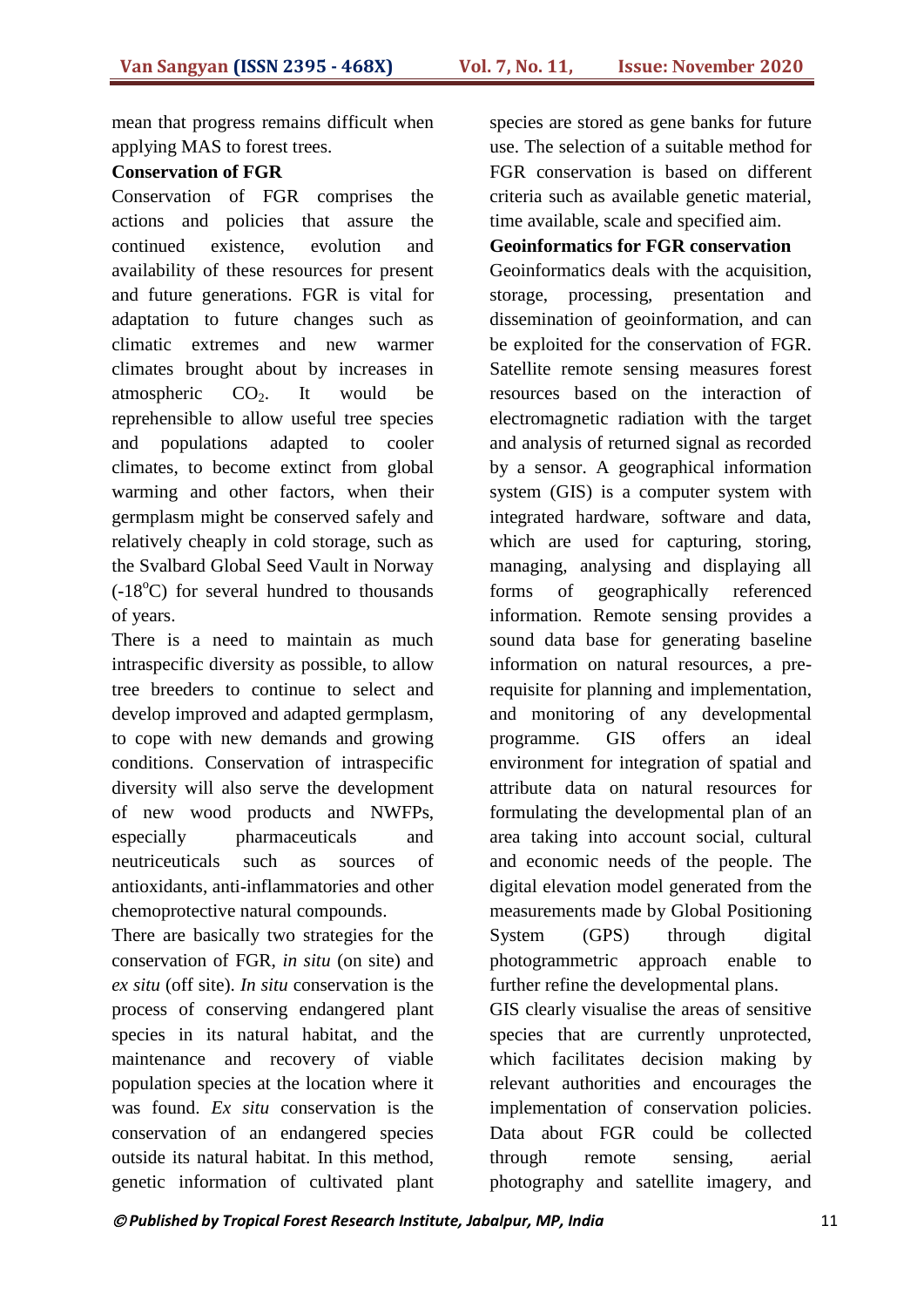mean that progress remains difficult when applying MAS to forest trees.

**Conservation of FGR**

Conservation of FGR comprises the actions and policies that assure the continued existence, evolution and availability of these resources for present and future generations. FGR is vital for adaptation to future changes such as climatic extremes and new warmer climates brought about by increases in atmospheric $CO_2$. It would be reprehensible to allow useful tree species and populations adapted to cooler climates, to become extinct from global warming and other factors, when their germplasm might be conserved safely and relatively cheaply in cold storage, such as the Svalbard Global Seed Vault in Norway (-18°C) for several hundred to thousands of years.

There is a need to maintain as much intraspecific diversity as possible, to allow tree breeders to continue to select and develop improved and adapted germplasm, to cope with new demands and growing conditions. Conservation of intraspecific diversity will also serve the development of new wood products and NWFPs, especially pharmaceuticals and neutriceuticals such as sources of antioxidants, anti-inflammatories and other chemoprotective natural compounds.

There are basically two strategies for the conservation of FGR, *in situ* (on site) and *ex situ* (off site). *In situ* conservation is the process of conserving endangered plant species in its natural habitat, and the maintenance and recovery of viable population species at the location where it was found. *Ex situ* conservation is the conservation of an endangered species outside its natural habitat. In this method, genetic information of cultivated plant species are stored as gene banks for future use. The selection of a suitable method for FGR conservation is based on different criteria such as available genetic material, time available, scale and specified aim.

**Geoinformatics for FGR conservation**

Geoinformatics deals with the acquisition, storage, processing, presentation and dissemination of geoinformation, and can be exploited for the conservation of FGR. Satellite remote sensing measures forest resources based on the interaction of electromagnetic radiation with the target and analysis of returned signal as recorded by a sensor. A geographical information system (GIS) is a computer system with integrated hardware, software and data, which are used for capturing, storing, managing, analysing and displaying all forms of geographically referenced information. Remote sensing provides a sound data base for generating baseline information on natural resources, a pre-requisite for planning and implementation, and monitoring of any developmental programme. GIS offers an ideal environment for integration of spatial and attribute data on natural resources for formulating the developmental plan of an area taking into account social, cultural and economic needs of the people. The digital elevation model generated from the measurements made by Global Positioning System (GPS) through digital photogrammetric approach enable to further refine the developmental plans.

GIS clearly visualise the areas of sensitive species that are currently unprotected, which facilitates decision making by relevant authorities and encourages the implementation of conservation policies. Data about FGR could be collected through remote sensing, aerial photography and satellite imagery, and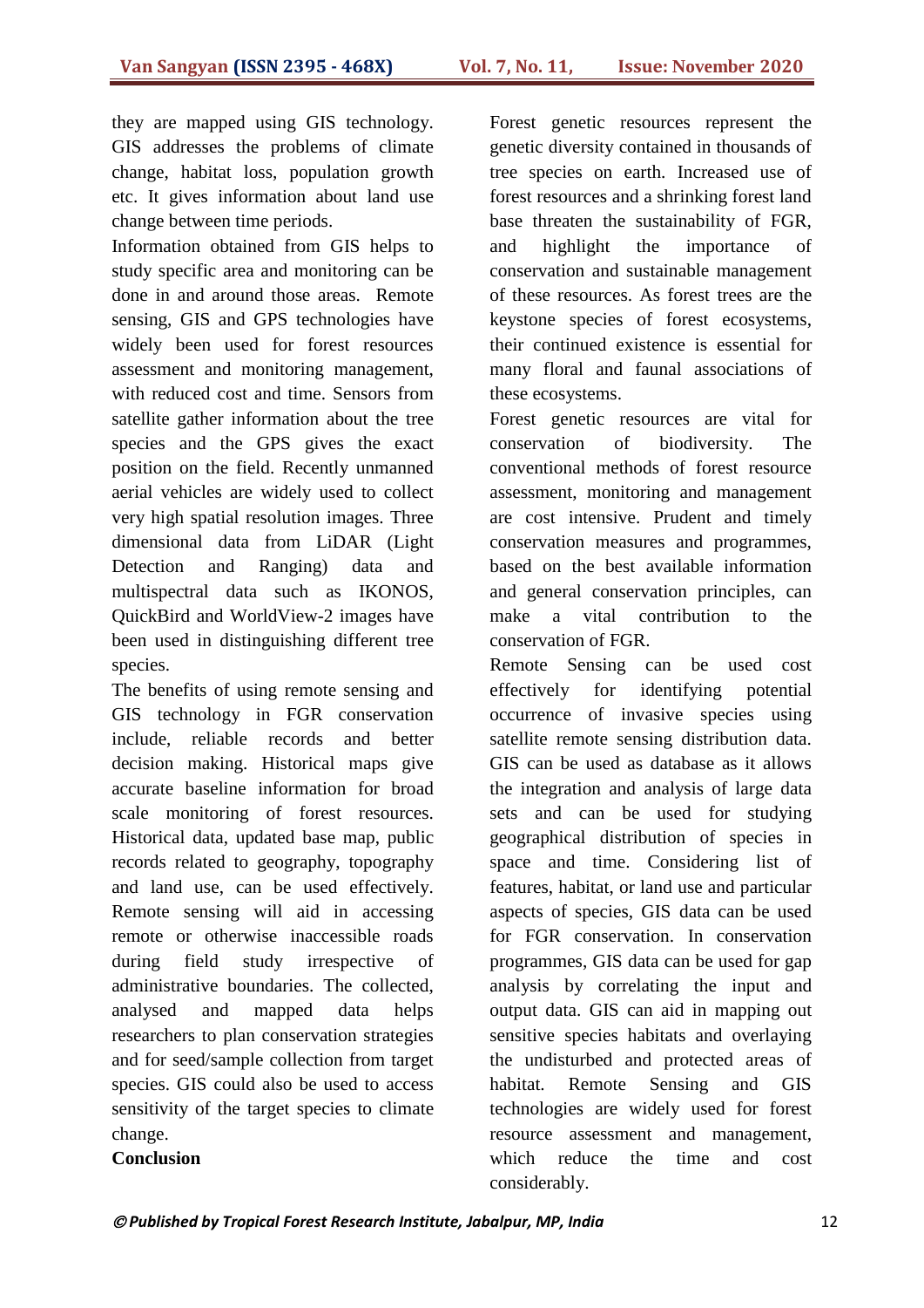they are mapped using GIS technology. GIS addresses the problems of climate change, habitat loss, population growth etc. It gives information about land use change between time periods.

Information obtained from GIS helps to study specific area and monitoring can be done in and around those areas. Remote sensing, GIS and GPS technologies have widely been used for forest resources assessment and monitoring management, with reduced cost and time. Sensors from satellite gather information about the tree species and the GPS gives the exact position on the field. Recently unmanned aerial vehicles are widely used to collect very high spatial resolution images. Three dimensional data from LiDAR (Light Detection and Ranging) data and multispectral data such as IKONOS, QuickBird and WorldView-2 images have been used in distinguishing different tree species.

The benefits of using remote sensing and GIS technology in FGR conservation include, reliable records and better decision making. Historical maps give accurate baseline information for broad scale monitoring of forest resources. Historical data, updated base map, public records related to geography, topography and land use, can be used effectively. Remote sensing will aid in accessing remote or otherwise inaccessible roads during field study irrespective of administrative boundaries. The collected, analysed and mapped data helps researchers to plan conservation strategies and for seed/sample collection from target species. GIS could also be used to access sensitivity of the target species to climate change.

**Conclusion**

Forest genetic resources represent the genetic diversity contained in thousands of tree species on earth. Increased use of forest resources and a shrinking forest land base threaten the sustainability of FGR, and highlight the importance of conservation and sustainable management of these resources. As forest trees are the keystone species of forest ecosystems, their continued existence is essential for many floral and faunal associations of these ecosystems.

Forest genetic resources are vital for conservation of biodiversity. The conventional methods of forest resource assessment, monitoring and management are cost intensive. Prudent and timely conservation measures and programmes, based on the best available information and general conservation principles, can make a vital contribution to the conservation of FGR.

Remote Sensing can be used cost effectively for identifying potential occurrence of invasive species using satellite remote sensing distribution data. GIS can be used as database as it allows the integration and analysis of large data sets and can be used for studying geographical distribution of species in space and time. Considering list of features, habitat, or land use and particular aspects of species, GIS data can be used for FGR conservation. In conservation programmes, GIS data can be used for gap analysis by correlating the input and output data. GIS can aid in mapping out sensitive species habitats and overlaying the undisturbed and protected areas of habitat. Remote Sensing and GIS technologies are widely used for forest resource assessment and management, which reduce the time and cost considerably.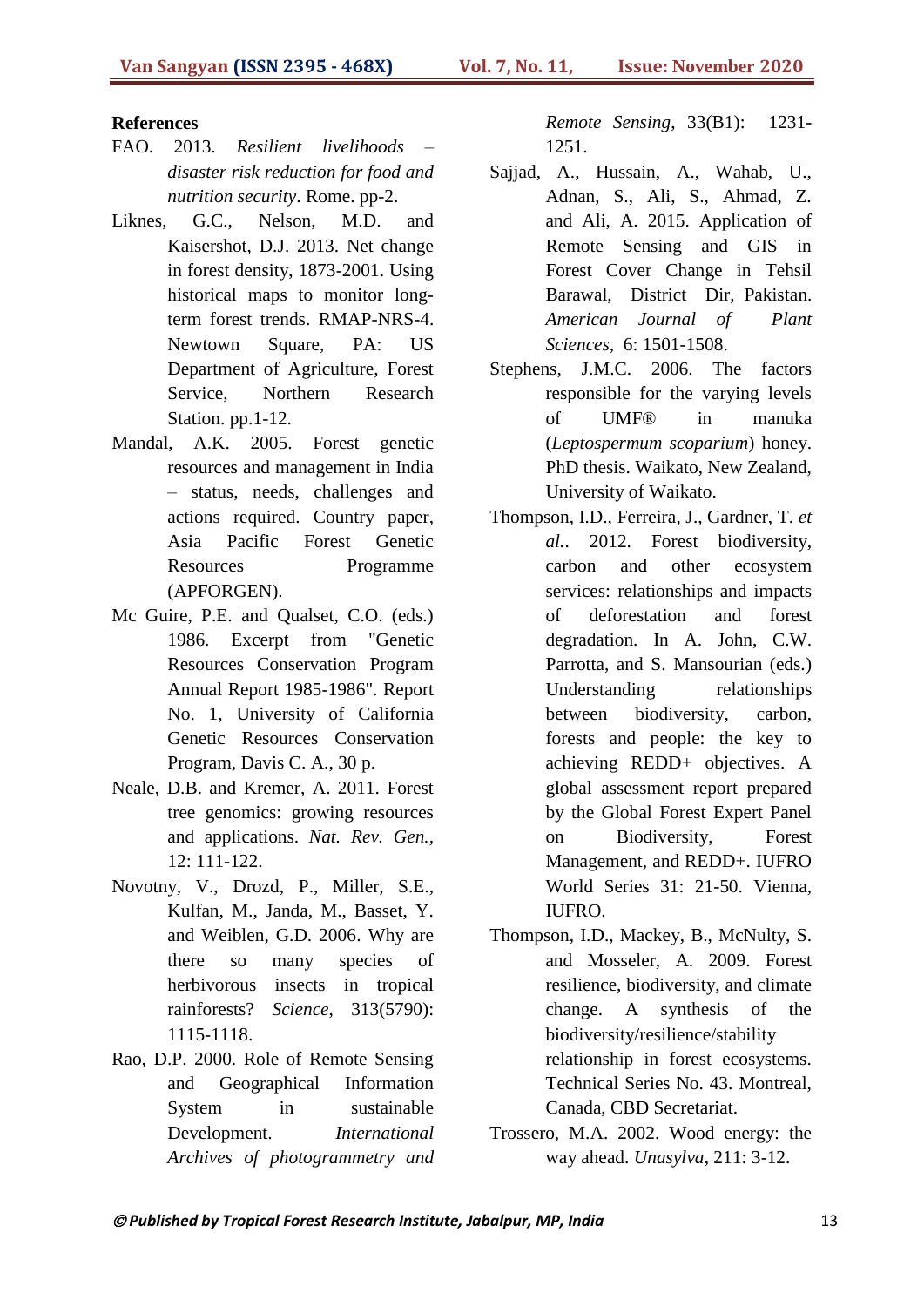## References

FAO. 2013. *Resilient livelihoods – disaster risk reduction for food and nutrition security*. Rome. pp-2.

Liknes, G.C., Nelson, M.D. and Kaisershot, D.J. 2013. Net change in forest density, 1873-2001. Using historical maps to monitor long-term forest trends. RMAP-NRS-4. Newtown Square, PA: US Department of Agriculture, Forest Service, Northern Research Station. pp.1-12.

Mandal, A.K. 2005. Forest genetic resources and management in India – status, needs, challenges and actions required. Country paper, Asia Pacific Forest Genetic Resources Programme (APFORGEN).

Mc Guire, P.E. and Qualset, C.O. (eds.) 1986. Excerpt from "Genetic Resources Conservation Program Annual Report 1985-1986". Report No. 1, University of California Genetic Resources Conservation Program, Davis C. A., 30 p.

Neale, D.B. and Kremer, A. 2011. Forest tree genomics: growing resources and applications. *Nat. Rev. Gen.*, 12: 111-122.

Novotny, V., Drozd, P., Miller, S.E., Kulfan, M., Janda, M., Basset, Y. and Weiblen, G.D. 2006. Why are there so many species of herbivorous insects in tropical rainforests? *Science*, 313(5790): 1115-1118.

Rao, D.P. 2000. Role of Remote Sensing and Geographical Information System in sustainable Development. *International Archives of photogrammetry and Remote Sensing*, 33(B1): 1231-1251.

Sajjad, A., Hussain, A., Wahab, U., Adnan, S., Ali, S., Ahmad, Z. and Ali, A. 2015. Application of Remote Sensing and GIS in Forest Cover Change in Tehsil Barawal, District Dir, Pakistan. *American Journal of Plant Sciences*, 6: 1501-1508.

Stephens, J.M.C. 2006. The factors responsible for the varying levels of UMF® in manuka (*Leptospermum scoparium*) honey. PhD thesis. Waikato, New Zealand, University of Waikato.

Thompson, I.D., Ferreira, J., Gardner, T. *et al.*. 2012. Forest biodiversity, carbon and other ecosystem services: relationships and impacts of deforestation and forest degradation. In A. John, C.W. Parrotta, and S. Mansourian (eds.) Understanding relationships between biodiversity, carbon, forests and people: the key to achieving REDD+ objectives. A global assessment report prepared by the Global Forest Expert Panel on Biodiversity, Forest Management, and REDD+. IUFRO World Series 31: 21-50. Vienna, IUFRO.

Thompson, I.D., Mackey, B., McNulty, S. and Mosseler, A. 2009. Forest resilience, biodiversity, and climate change. A synthesis of the biodiversity/resilience/stability relationship in forest ecosystems. Technical Series No. 43. Montreal, Canada, CBD Secretariat.

Trossero, M.A. 2002. Wood energy: the way ahead. *Unasylva*, 211: 3-12.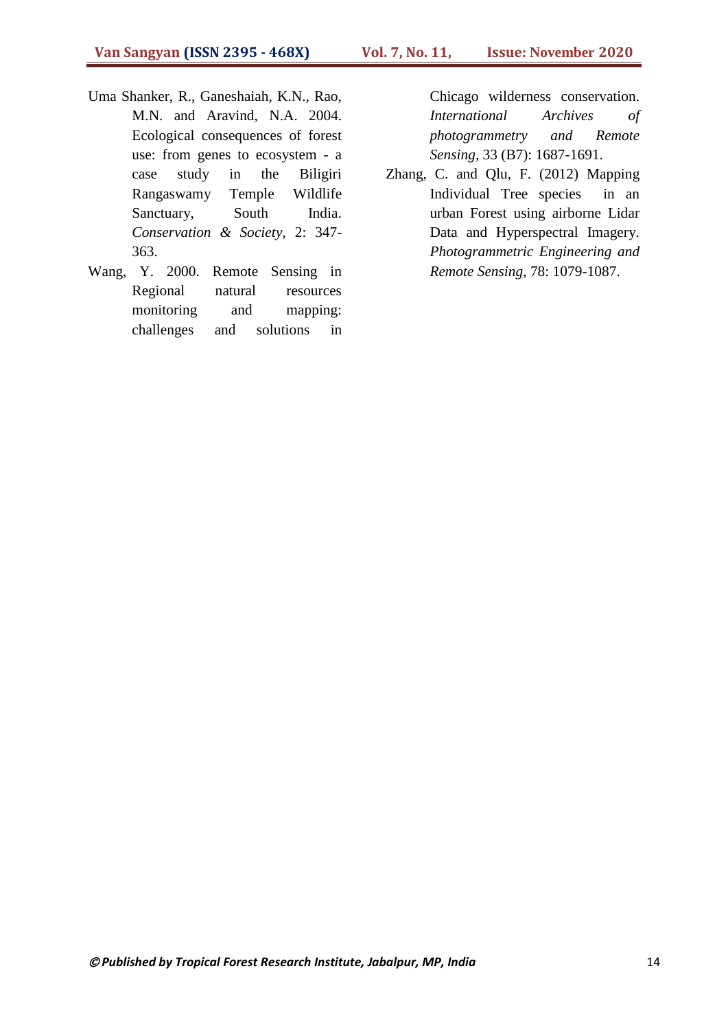Uma Shanker, R., Ganeshaiah, K.N., Rao, M.N. and Aravind, N.A. 2004. Ecological consequences of forest use: from genes to ecosystem - a case study in the Biligiri Rangaswamy Temple Wildlife Sanctuary, South India. *Conservation & Society*, 2: 347-363.

Wang, Y. 2000. Remote Sensing in Regional natural resources monitoring and mapping: challenges and solutions in Chicago wilderness conservation. *International Archives of photogrammetry and Remote Sensing*, 33 (B7): 1687-1691.

Zhang, C. and Qlu, F. (2012) Mapping Individual Tree species in an urban Forest using airborne Lidar Data and Hyperspectral Imagery. *Photogrammetric Engineering and Remote Sensing*, 78: 1079-1087.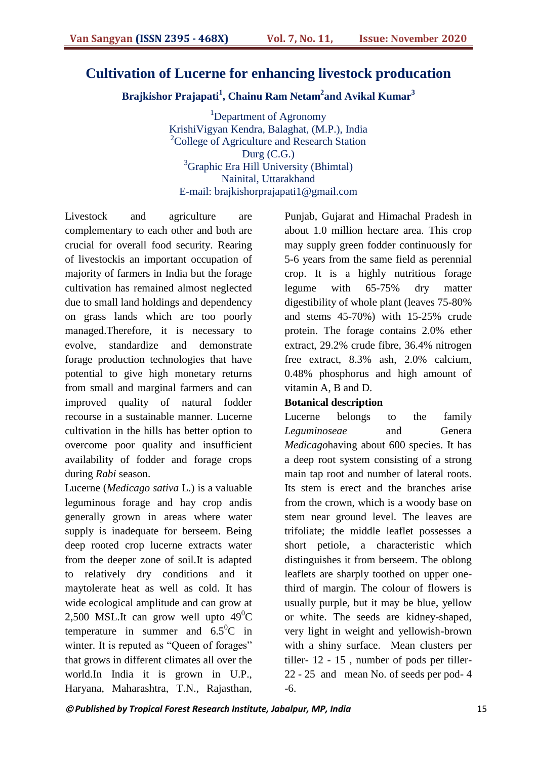# Cultivation of Lucerne for enhancing livestock producation

**Brajkishor Prajapati[1], Chainu Ram Netam[2] and Avikal Kumar[3]**

[1]Department of Agronomy
KrishiVigyan Kendra, Balaghat, (M.P.), India
[2]College of Agriculture and Research Station
Durg (C.G.)
[3]Graphic Era Hill University (Bhimtal)
Nainital, Uttarakhand
E-mail: brajkishorprajapati1@gmail.com

Livestock and agriculture are complementary to each other and both are crucial for overall food security. Rearing of livestockis an important occupation of majority of farmers in India but the forage cultivation has remained almost neglected due to small land holdings and dependency on grass lands which are too poorly managed.Therefore, it is necessary to evolve, standardize and demonstrate forage production technologies that have potential to give high monetary returns from small and marginal farmers and can improved quality of natural fodder recourse in a sustainable manner. Lucerne cultivation in the hills has better option to overcome poor quality and insufficient availability of fodder and forage crops during *Rabi* season.

Lucerne (*Medicago sativa* L.) is a valuable leguminous forage and hay crop andis generally grown in areas where water supply is inadequate for berseem. Being deep rooted crop lucerne extracts water from the deeper zone of soil.It is adapted to relatively dry conditions and it maytolerate heat as well as cold. It has wide ecological amplitude and can grow at 2,500 MSL.It can grow well upto $49^0$C temperature in summer and $6.5^0$C in winter. It is reputed as "Queen of forages" that grows in different climates all over the world.In India it is grown in U.P., Haryana, Maharashtra, T.N., Rajasthan, Punjab, Gujarat and Himachal Pradesh in about 1.0 million hectare area. This crop may supply green fodder continuously for 5-6 years from the same field as perennial crop. It is a highly nutritious forage legume with 65-75% dry matter digestibility of whole plant (leaves 75-80% and stems 45-70%) with 15-25% crude protein. The forage contains 2.0% ether extract, 29.2% crude fibre, 36.4% nitrogen free extract, 8.3% ash, 2.0% calcium, 0.48% phosphorus and high amount of vitamin A, B and D.

**Botanical description**

Lucerne belongs to the family *Leguminoseae* and Genera *Medicago*having about 600 species. It has a deep root system consisting of a strong main tap root and number of lateral roots. Its stem is erect and the branches arise from the crown, which is a woody base on stem near ground level. The leaves are trifoliate; the middle leaflet possesses a short petiole, a characteristic which distinguishes it from berseem. The oblong leaflets are sharply toothed on upper one-third of margin. The colour of flowers is usually purple, but it may be blue, yellow or white. The seeds are kidney-shaped, very light in weight and yellowish-brown with a shiny surface. Mean clusters per tiller- 12 - 15 , number of pods per tiller- 22 - 25 and mean No. of seeds per pod- 4 -6.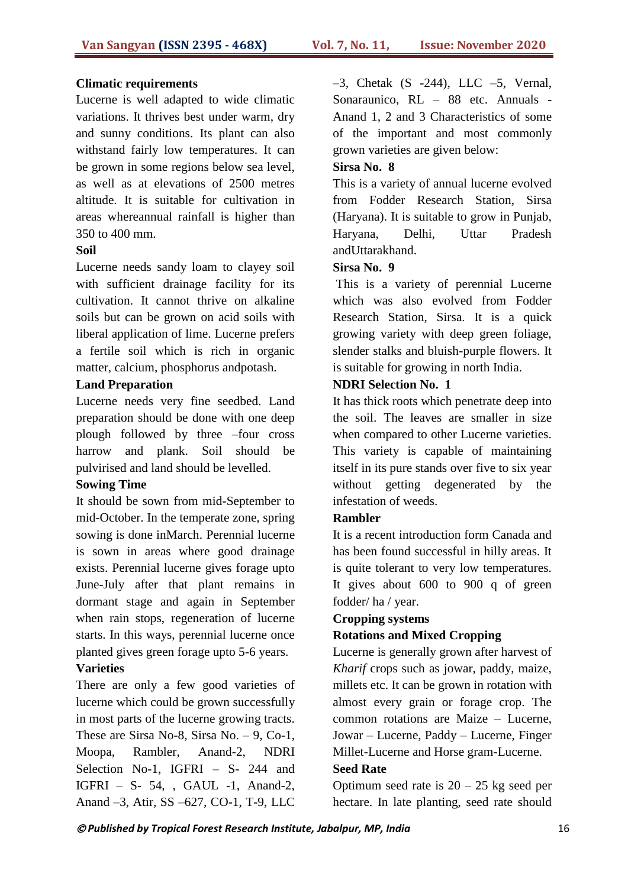**Climatic requirements**

Lucerne is well adapted to wide climatic variations. It thrives best under warm, dry and sunny conditions. Its plant can also withstand fairly low temperatures. It can be grown in some regions below sea level, as well as at elevations of 2500 metres altitude. It is suitable for cultivation in areas whereannual rainfall is higher than 350 to 400 mm.

**Soil**

Lucerne needs sandy loam to clayey soil with sufficient drainage facility for its cultivation. It cannot thrive on alkaline soils but can be grown on acid soils with liberal application of lime. Lucerne prefers a fertile soil which is rich in organic matter, calcium, phosphorus andpotash.

**Land Preparation**

Lucerne needs very fine seedbed. Land preparation should be done with one deep plough followed by three –four cross harrow and plank. Soil should be pulvirised and land should be levelled.

**Sowing Time**

It should be sown from mid-September to mid-October. In the temperate zone, spring sowing is done inMarch. Perennial lucerne is sown in areas where good drainage exists. Perennial lucerne gives forage upto June-July after that plant remains in dormant stage and again in September when rain stops, regeneration of lucerne starts. In this ways, perennial lucerne once planted gives green forage upto 5-6 years.

**Varieties**

There are only a few good varieties of lucerne which could be grown successfully in most parts of the lucerne growing tracts. These are Sirsa No-8, Sirsa No. – 9, Co-1, Moopa, Rambler, Anand-2, NDRI Selection No-1, IGFRI – S- 244 and IGFRI – S- 54, , GAUL -1, Anand-2, Anand –3, Atir, SS –627, CO-1, T-9, LLC –3, Chetak (S -244), LLC –5, Vernal, Sonaraunico, RL – 88 etc. Annuals - Anand 1, 2 and 3 Characteristics of some of the important and most commonly grown varieties are given below:

**Sirsa No. 8**

This is a variety of annual lucerne evolved from Fodder Research Station, Sirsa (Haryana). It is suitable to grow in Punjab, Haryana, Delhi, Uttar Pradesh andUttarakhand.

**Sirsa No. 9**

This is a variety of perennial Lucerne which was also evolved from Fodder Research Station, Sirsa. It is a quick growing variety with deep green foliage, slender stalks and bluish-purple flowers. It is suitable for growing in north India.

**NDRI Selection No. 1**

It has thick roots which penetrate deep into the soil. The leaves are smaller in size when compared to other Lucerne varieties. This variety is capable of maintaining itself in its pure stands over five to six year without getting degenerated by the infestation of weeds.

**Rambler**

It is a recent introduction form Canada and has been found successful in hilly areas. It is quite tolerant to very low temperatures. It gives about 600 to 900 q of green fodder/ ha / year.

**Cropping systems**

**Rotations and Mixed Cropping**

Lucerne is generally grown after harvest of *Kharif* crops such as jowar, paddy, maize, millets etc. It can be grown in rotation with almost every grain or forage crop. The common rotations are Maize – Lucerne, Jowar – Lucerne, Paddy – Lucerne, Finger Millet-Lucerne and Horse gram-Lucerne.

**Seed Rate**

Optimum seed rate is 20 – 25 kg seed per hectare. In late planting, seed rate should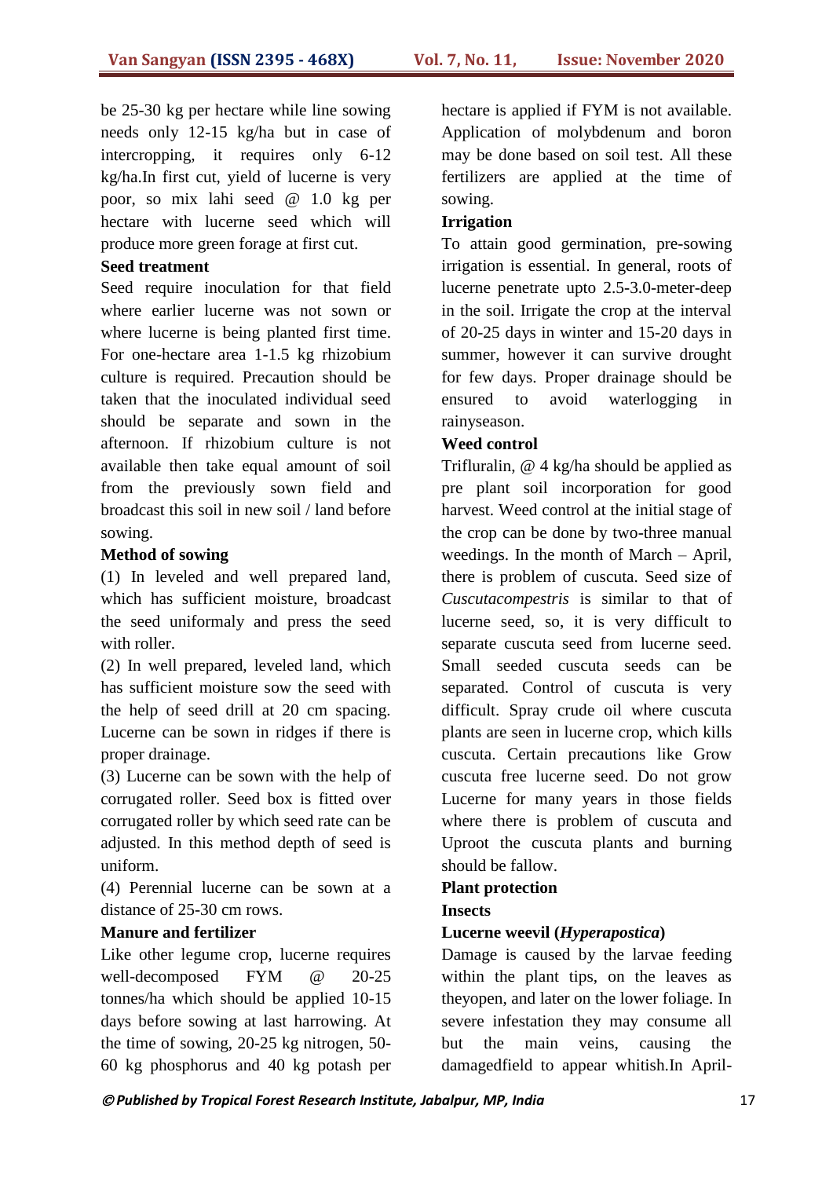be 25-30 kg per hectare while line sowing needs only 12-15 kg/ha but in case of intercropping, it requires only 6-12 kg/ha.In first cut, yield of lucerne is very poor, so mix lahi seed @ 1.0 kg per hectare with lucerne seed which will produce more green forage at first cut.

**Seed treatment**

Seed require inoculation for that field where earlier lucerne was not sown or where lucerne is being planted first time. For one-hectare area 1-1.5 kg rhizobium culture is required. Precaution should be taken that the inoculated individual seed should be separate and sown in the afternoon. If rhizobium culture is not available then take equal amount of soil from the previously sown field and broadcast this soil in new soil / land before sowing.

**Method of sowing**

(1) In leveled and well prepared land, which has sufficient moisture, broadcast the seed uniformaly and press the seed with roller.

(2) In well prepared, leveled land, which has sufficient moisture sow the seed with the help of seed drill at 20 cm spacing. Lucerne can be sown in ridges if there is proper drainage.

(3) Lucerne can be sown with the help of corrugated roller. Seed box is fitted over corrugated roller by which seed rate can be adjusted. In this method depth of seed is uniform.

(4) Perennial lucerne can be sown at a distance of 25-30 cm rows.

**Manure and fertilizer**

Like other legume crop, lucerne requires well-decomposed FYM @ 20-25 tonnes/ha which should be applied 10-15 days before sowing at last harrowing. At the time of sowing, 20-25 kg nitrogen, 50-60 kg phosphorus and 40 kg potash per hectare is applied if FYM is not available. Application of molybdenum and boron may be done based on soil test. All these fertilizers are applied at the time of sowing.

**Irrigation**

To attain good germination, pre-sowing irrigation is essential. In general, roots of lucerne penetrate upto 2.5-3.0-meter-deep in the soil. Irrigate the crop at the interval of 20-25 days in winter and 15-20 days in summer, however it can survive drought for few days. Proper drainage should be ensured to avoid waterlogging in rainyseason.

**Weed control**

Trifluralin, @ 4 kg/ha should be applied as pre plant soil incorporation for good harvest. Weed control at the initial stage of the crop can be done by two-three manual weedings. In the month of March – April, there is problem of cuscuta. Seed size of *Cuscutacompestris* is similar to that of lucerne seed, so, it is very difficult to separate cuscuta seed from lucerne seed. Small seeded cuscuta seeds can be separated. Control of cuscuta is very difficult. Spray crude oil where cuscuta plants are seen in lucerne crop, which kills cuscuta. Certain precautions like Grow cuscuta free lucerne seed. Do not grow Lucerne for many years in those fields where there is problem of cuscuta and Uproot the cuscuta plants and burning should be fallow.

**Plant protection**

**Insects**

**Lucerne weevil (*Hyperapostica*)**

Damage is caused by the larvae feeding within the plant tips, on the leaves as theyopen, and later on the lower foliage. In severe infestation they may consume all but the main veins, causing the damagedfield to appear whitish.In April-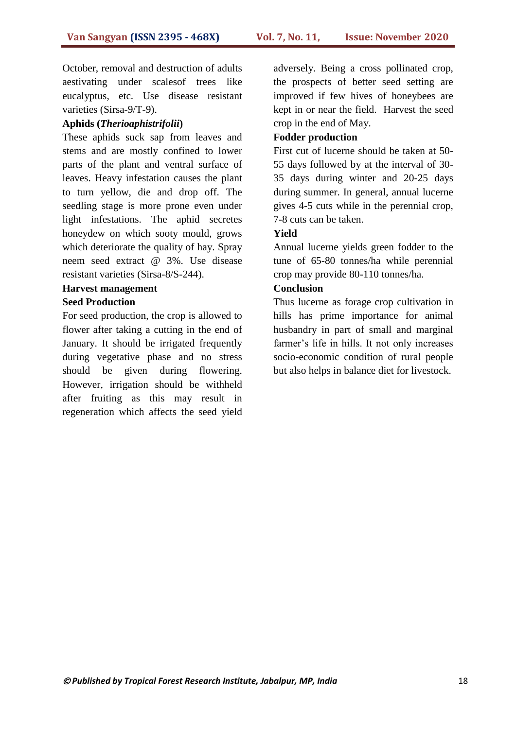October, removal and destruction of adults aestivating under scalesof trees like eucalyptus, etc. Use disease resistant varieties (Sirsa-9/T-9).

**Aphids (*Therioaphistrifolii*)**

These aphids suck sap from leaves and stems and are mostly confined to lower parts of the plant and ventral surface of leaves. Heavy infestation causes the plant to turn yellow, die and drop off. The seedling stage is more prone even under light infestations. The aphid secretes honeydew on which sooty mould, grows which deteriorate the quality of hay. Spray neem seed extract @ 3%. Use disease resistant varieties (Sirsa-8/S-244).

**Harvest management**

**Seed Production**

For seed production, the crop is allowed to flower after taking a cutting in the end of January. It should be irrigated frequently during vegetative phase and no stress should be given during flowering. However, irrigation should be withheld after fruiting as this may result in regeneration which affects the seed yield adversely. Being a cross pollinated crop, the prospects of better seed setting are improved if few hives of honeybees are kept in or near the field. Harvest the seed crop in the end of May.

**Fodder production**

First cut of lucerne should be taken at 50-55 days followed by at the interval of 30-35 days during winter and 20-25 days during summer. In general, annual lucerne gives 4-5 cuts while in the perennial crop, 7-8 cuts can be taken.

**Yield**

Annual lucerne yields green fodder to the tune of 65-80 tonnes/ha while perennial crop may provide 80-110 tonnes/ha.

**Conclusion**

Thus lucerne as forage crop cultivation in hills has prime importance for animal husbandry in part of small and marginal farmer's life in hills. It not only increases socio-economic condition of rural people but also helps in balance diet for livestock.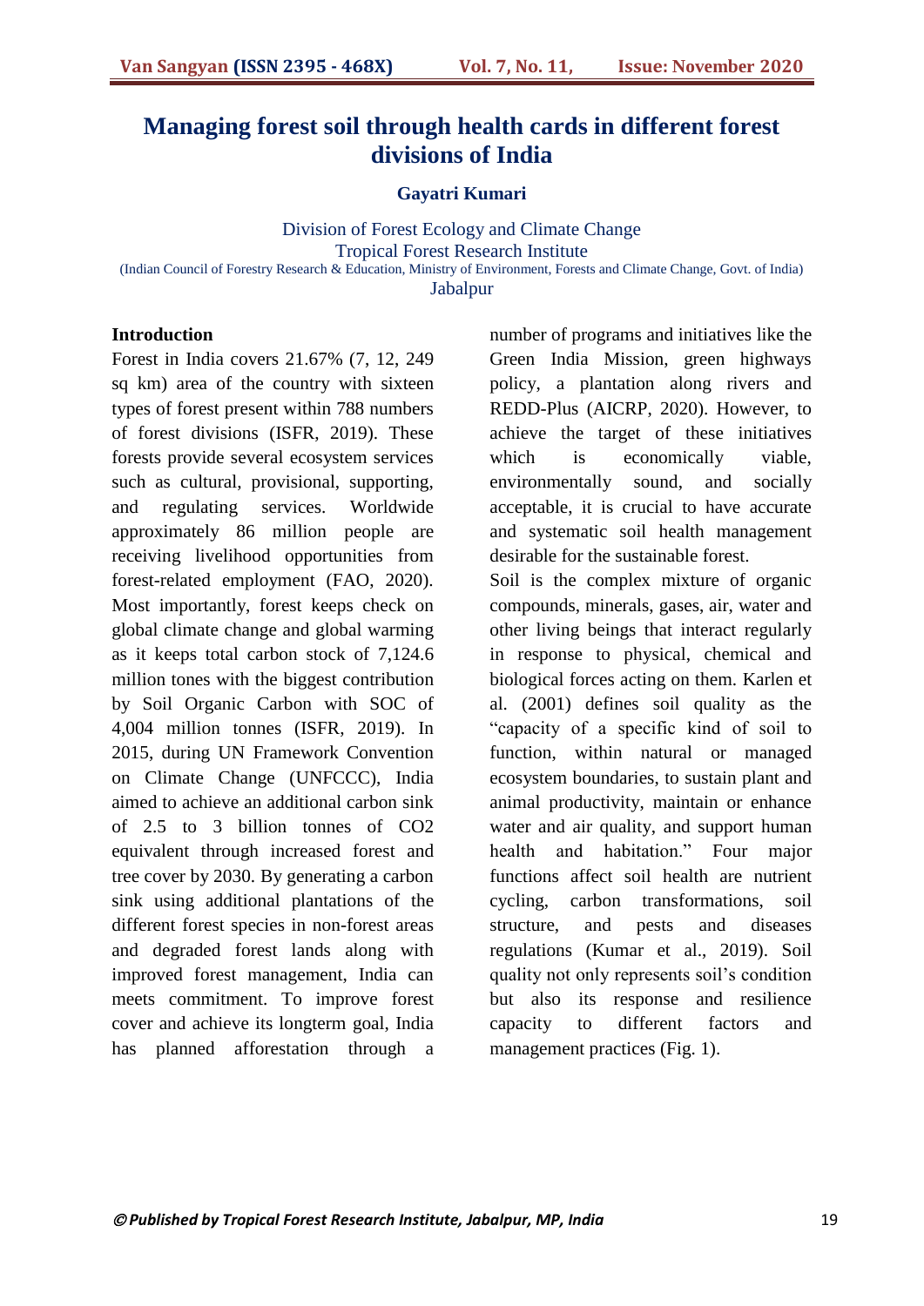# Managing forest soil through health cards in different forest divisions of India

**Gayatri Kumari**

Division of Forest Ecology and Climate Change
Tropical Forest Research Institute
(Indian Council of Forestry Research & Education, Ministry of Environment, Forests and Climate Change, Govt. of India)
Jabalpur

## Introduction

Forest in India covers 21.67% (7, 12, 249 sq km) area of the country with sixteen types of forest present within 788 numbers of forest divisions (ISFR, 2019). These forests provide several ecosystem services such as cultural, provisional, supporting, and regulating services. Worldwide approximately 86 million people are receiving livelihood opportunities from forest-related employment (FAO, 2020). Most importantly, forest keeps check on global climate change and global warming as it keeps total carbon stock of 7,124.6 million tones with the biggest contribution by Soil Organic Carbon with SOC of 4,004 million tonnes (ISFR, 2019). In 2015, during UN Framework Convention on Climate Change (UNFCCC), India aimed to achieve an additional carbon sink of 2.5 to 3 billion tonnes of $CO_2$ equivalent through increased forest and tree cover by 2030. By generating a carbon sink using additional plantations of the different forest species in non-forest areas and degraded forest lands along with improved forest management, India can meets commitment. To improve forest cover and achieve its longterm goal, India has planned afforestation through a number of programs and initiatives like the Green India Mission, green highways policy, a plantation along rivers and REDD-Plus (AICRP, 2020). However, to achieve the target of these initiatives which is economically viable, environmentally sound, and socially acceptable, it is crucial to have accurate and systematic soil health management desirable for the sustainable forest.

Soil is the complex mixture of organic compounds, minerals, gases, air, water and other living beings that interact regularly in response to physical, chemical and biological forces acting on them. Karlen et al. (2001) defines soil quality as the "capacity of a specific kind of soil to function, within natural or managed ecosystem boundaries, to sustain plant and animal productivity, maintain or enhance water and air quality, and support human health and habitation." Four major functions affect soil health are nutrient cycling, carbon transformations, soil structure, and pests and diseases regulations (Kumar et al., 2019). Soil quality not only represents soil's condition but also its response and resilience capacity to different factors and management practices (Fig. 1).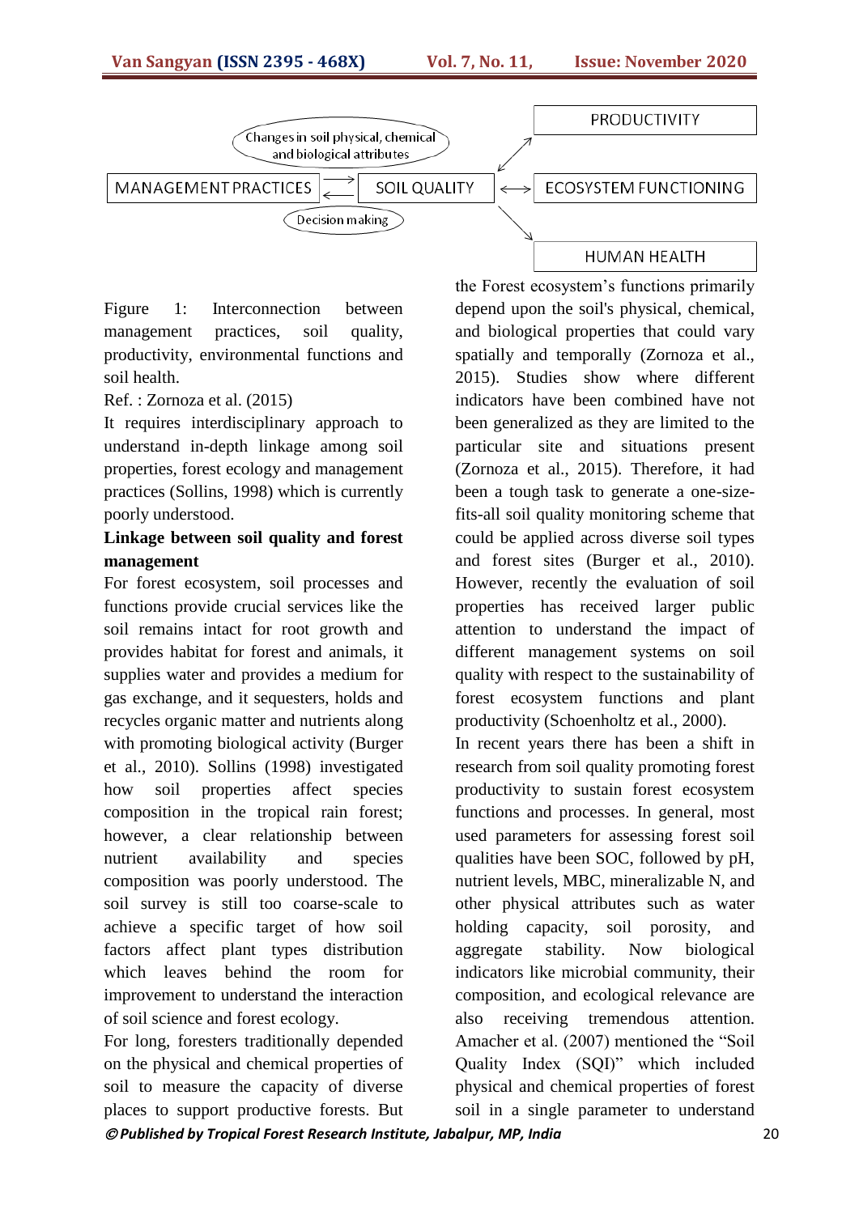Figure 1: Interconnection between management practices, soil quality, productivity, environmental functions and soil health.

Ref. : Zornoza et al. (2015)

It requires interdisciplinary approach to understand in-depth linkage among soil properties, forest ecology and management practices (Sollins, 1998) which is currently poorly understood.

**Linkage between soil quality and forest management**

For forest ecosystem, soil processes and functions provide crucial services like the soil remains intact for root growth and provides habitat for forest and animals, it supplies water and provides a medium for gas exchange, and it sequesters, holds and recycles organic matter and nutrients along with promoting biological activity (Burger et al., 2010). Sollins (1998) investigated how soil properties affect species composition in the tropical rain forest; however, a clear relationship between nutrient availability and species composition was poorly understood. The soil survey is still too coarse-scale to achieve a specific target of how soil factors affect plant types distribution which leaves behind the room for improvement to understand the interaction of soil science and forest ecology.

For long, foresters traditionally depended on the physical and chemical properties of soil to measure the capacity of diverse places to support productive forests. But the Forest ecosystem's functions primarily depend upon the soil's physical, chemical, and biological properties that could vary spatially and temporally (Zornoza et al., 2015). Studies show where different indicators have been combined have not been generalized as they are limited to the particular site and situations present (Zornoza et al., 2015). Therefore, it had been a tough task to generate a one-size-fits-all soil quality monitoring scheme that could be applied across diverse soil types and forest sites (Burger et al., 2010). However, recently the evaluation of soil properties has received larger public attention to understand the impact of different management systems on soil quality with respect to the sustainability of forest ecosystem functions and plant productivity (Schoenholtz et al., 2000).

In recent years there has been a shift in research from soil quality promoting forest productivity to sustain forest ecosystem functions and processes. In general, most used parameters for assessing forest soil qualities have been SOC, followed by pH, nutrient levels, MBC, mineralizable N, and other physical attributes such as water holding capacity, soil porosity, and aggregate stability. Now biological indicators like microbial community, their composition, and ecological relevance are also receiving tremendous attention. Amacher et al. (2007) mentioned the "Soil Quality Index (SQI)" which included physical and chemical properties of forest soil in a single parameter to understand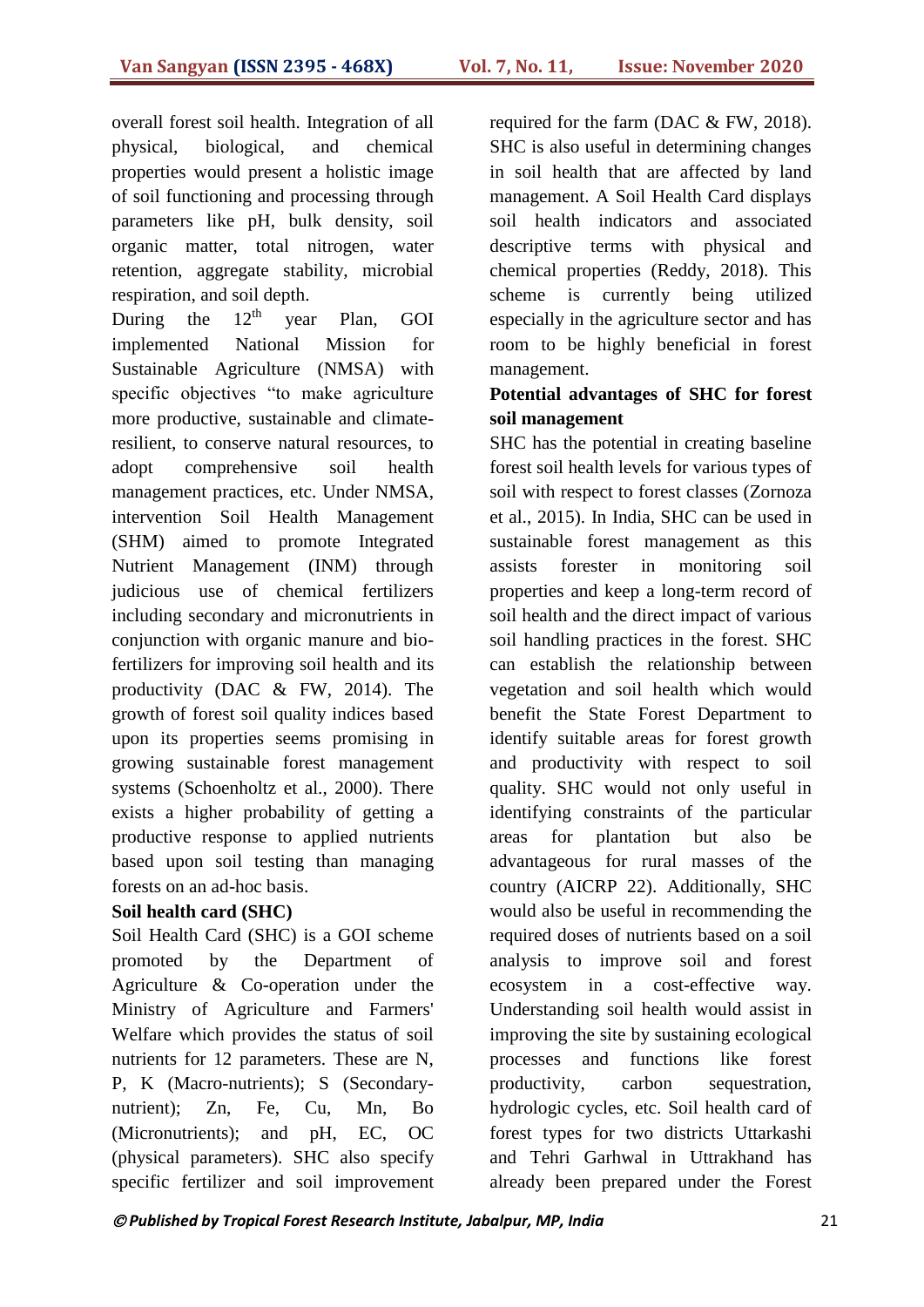overall forest soil health. Integration of all physical, biological, and chemical properties would present a holistic image of soil functioning and processing through parameters like pH, bulk density, soil organic matter, total nitrogen, water retention, aggregate stability, microbial respiration, and soil depth.

During the 12$^{th}$ year Plan, GOI implemented National Mission for Sustainable Agriculture (NMSA) with specific objectives "to make agriculture more productive, sustainable and climate-resilient, to conserve natural resources, to adopt comprehensive soil health management practices, etc. Under NMSA, intervention Soil Health Management (SHM) aimed to promote Integrated Nutrient Management (INM) through judicious use of chemical fertilizers including secondary and micronutrients in conjunction with organic manure and bio-fertilizers for improving soil health and its productivity (DAC & FW, 2014). The growth of forest soil quality indices based upon its properties seems promising in growing sustainable forest management systems (Schoenholtz et al., 2000). There exists a higher probability of getting a productive response to applied nutrients based upon soil testing than managing forests on an ad-hoc basis.

**Soil health card (SHC)**

Soil Health Card (SHC) is a GOI scheme promoted by the Department of Agriculture & Co-operation under the Ministry of Agriculture and Farmers' Welfare which provides the status of soil nutrients for 12 parameters. These are N, P, K (Macro-nutrients); S (Secondary-nutrient); Zn, Fe, Cu, Mn, Bo (Micronutrients); and pH, EC, OC (physical parameters). SHC also specify specific fertilizer and soil improvement required for the farm (DAC & FW, 2018). SHC is also useful in determining changes in soil health that are affected by land management. A Soil Health Card displays soil health indicators and associated descriptive terms with physical and chemical properties (Reddy, 2018). This scheme is currently being utilized especially in the agriculture sector and has room to be highly beneficial in forest management.

**Potential advantages of SHC for forest soil management**

SHC has the potential in creating baseline forest soil health levels for various types of soil with respect to forest classes (Zornoza et al., 2015). In India, SHC can be used in sustainable forest management as this assists forester in monitoring soil properties and keep a long-term record of soil health and the direct impact of various soil handling practices in the forest. SHC can establish the relationship between vegetation and soil health which would benefit the State Forest Department to identify suitable areas for forest growth and productivity with respect to soil quality. SHC would not only useful in identifying constraints of the particular areas for plantation but also be advantageous for rural masses of the country (AICRP 22). Additionally, SHC would also be useful in recommending the required doses of nutrients based on a soil analysis to improve soil and forest ecosystem in a cost-effective way. Understanding soil health would assist in improving the site by sustaining ecological processes and functions like forest productivity, carbon sequestration, hydrologic cycles, etc. Soil health card of forest types for two districts Uttarkashi and Tehri Garhwal in Uttrakhand has already been prepared under the Forest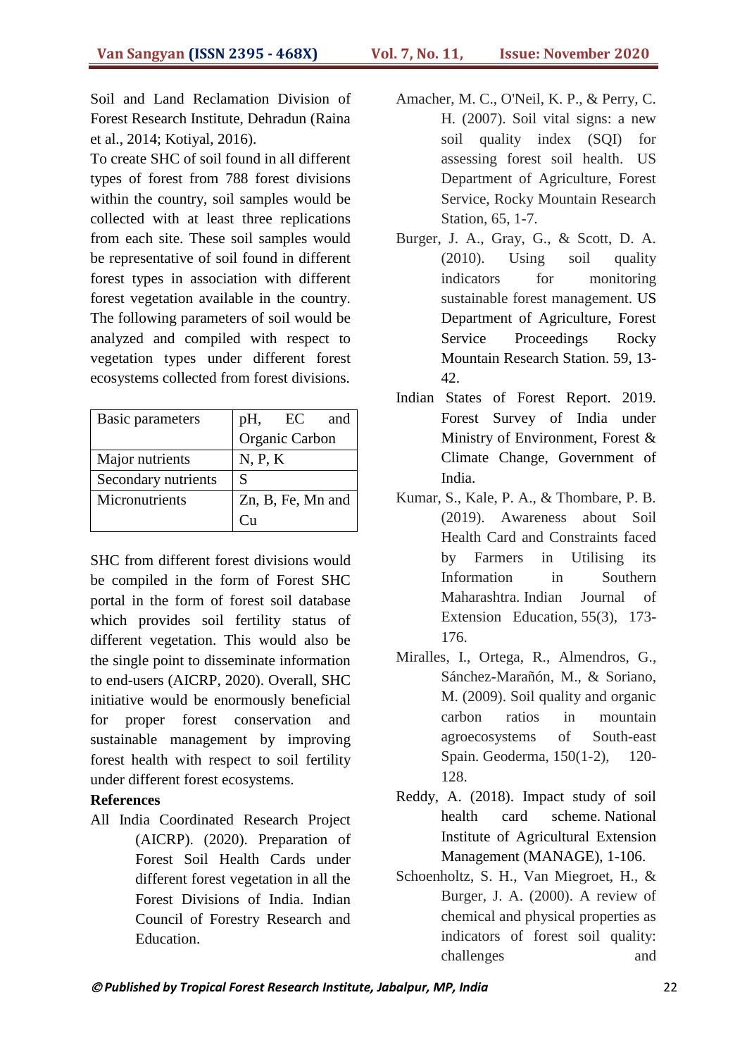Soil and Land Reclamation Division of Forest Research Institute, Dehradun (Raina et al., 2014; Kotiyal, 2016).

To create SHC of soil found in all different types of forest from 788 forest divisions within the country, soil samples would be collected with at least three replications from each site. These soil samples would be representative of soil found in different forest types in association with different forest vegetation available in the country. The following parameters of soil would be analyzed and compiled with respect to vegetation types under different forest ecosystems collected from forest divisions.

| Basic parameters | pH, EC and Organic Carbon |
|---|---|
| Major nutrients | N, P, K |
| Secondary nutrients | S |
| Micronutrients | Zn, B, Fe, Mn and Cu |

SHC from different forest divisions would be compiled in the form of Forest SHC portal in the form of forest soil database which provides soil fertility status of different vegetation. This would also be the single point to disseminate information to end-users (AICRP, 2020). Overall, SHC initiative would be enormously beneficial for proper forest conservation and sustainable management by improving forest health with respect to soil fertility under different forest ecosystems.

**References**

All India Coordinated Research Project (AICRP). (2020). Preparation of Forest Soil Health Cards under different forest vegetation in all the Forest Divisions of India. Indian Council of Forestry Research and Education.

Amacher, M. C., O'Neil, K. P., & Perry, C. H. (2007). Soil vital signs: a new soil quality index (SQI) for assessing forest soil health. US Department of Agriculture, Forest Service, Rocky Mountain Research Station, 65, 1-7.

Burger, J. A., Gray, G., & Scott, D. A. (2010). Using soil quality indicators for monitoring sustainable forest management. US Department of Agriculture, Forest Service Proceedings Rocky Mountain Research Station. 59, 13-42.

Indian States of Forest Report. 2019. Forest Survey of India under Ministry of Environment, Forest & Climate Change, Government of India.

Kumar, S., Kale, P. A., & Thombare, P. B. (2019). Awareness about Soil Health Card and Constraints faced by Farmers in Utilising its Information in Southern Maharashtra. Indian Journal of Extension Education, 55(3), 173-176.

Miralles, I., Ortega, R., Almendros, G., Sánchez-Marañón, M., & Soriano, M. (2009). Soil quality and organic carbon ratios in mountain agroecosystems of South-east Spain. Geoderma, 150(1-2), 120-128.

Reddy, A. (2018). Impact study of soil health card scheme. National Institute of Agricultural Extension Management (MANAGE), 1-106.

Schoenholtz, S. H., Van Miegroet, H., & Burger, J. A. (2000). A review of chemical and physical properties as indicators of forest soil quality: challenges and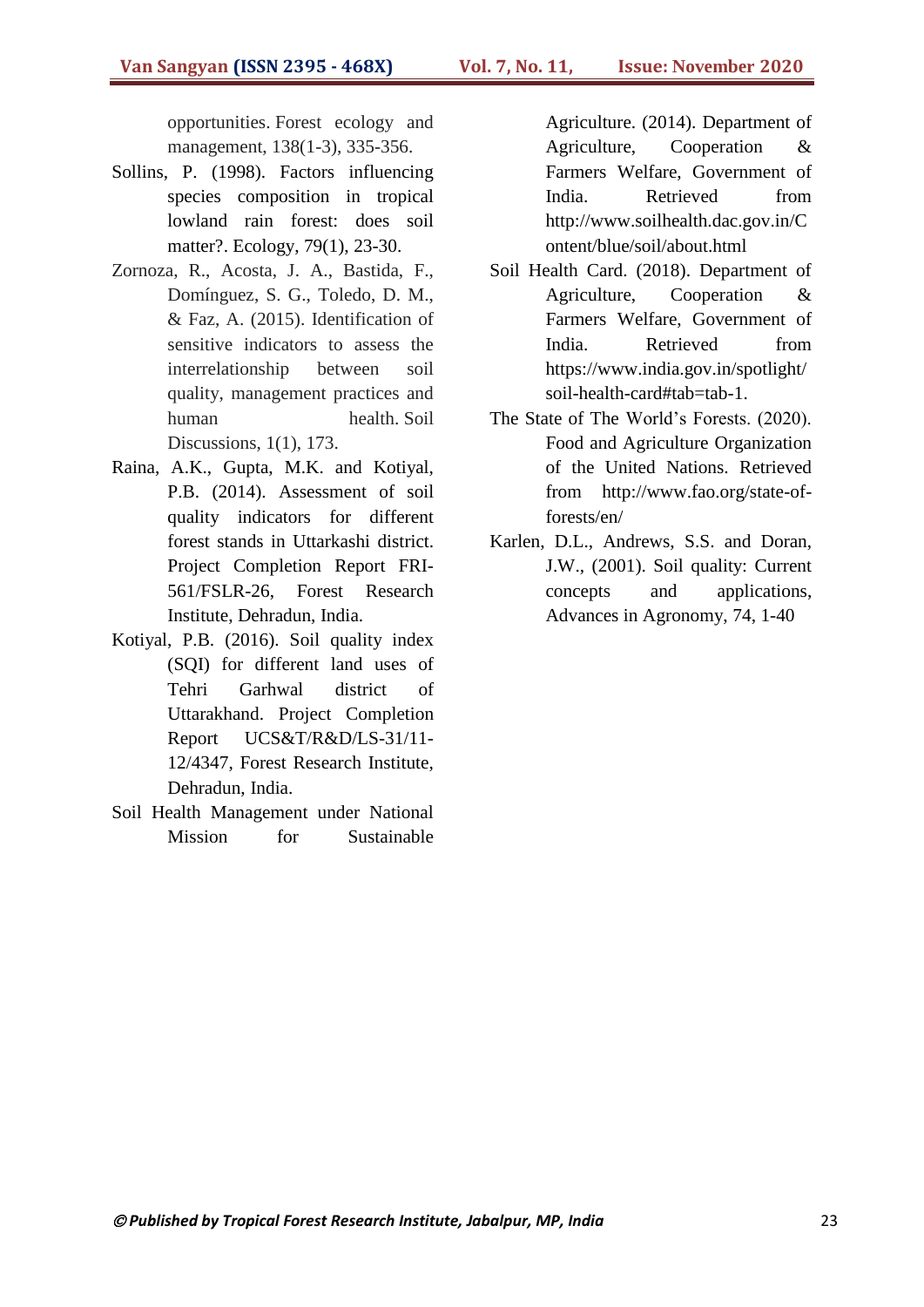opportunities. Forest ecology and management, 138(1-3), 335-356.

Sollins, P. (1998). Factors influencing species composition in tropical lowland rain forest: does soil matter?. Ecology, 79(1), 23-30.

Zornoza, R., Acosta, J. A., Bastida, F., Domínguez, S. G., Toledo, D. M., & Faz, A. (2015). Identification of sensitive indicators to assess the interrelationship between soil quality, management practices and human health. Soil Discussions, 1(1), 173.

Raina, A.K., Gupta, M.K. and Kotiyal, P.B. (2014). Assessment of soil quality indicators for different forest stands in Uttarkashi district. Project Completion Report FRI-561/FSLR-26, Forest Research Institute, Dehradun, India.

Kotiyal, P.B. (2016). Soil quality index (SQI) for different land uses of Tehri Garhwal district of Uttarakhand. Project Completion Report UCS&T/R&D/LS-31/11-12/4347, Forest Research Institute, Dehradun, India.

Soil Health Management under National Mission for Sustainable Agriculture. (2014). Department of Agriculture, Cooperation & Farmers Welfare, Government of India. Retrieved from http://www.soilhealth.dac.gov.in/Content/blue/soil/about.html

Soil Health Card. (2018). Department of Agriculture, Cooperation & Farmers Welfare, Government of India. Retrieved from https://www.india.gov.in/spotlight/soil-health-card#tab=tab-1.

The State of The World's Forests. (2020). Food and Agriculture Organization of the United Nations. Retrieved from http://www.fao.org/state-of-forests/en/

Karlen, D.L., Andrews, S.S. and Doran, J.W., (2001). Soil quality: Current concepts and applications, Advances in Agronomy, 74, 1-40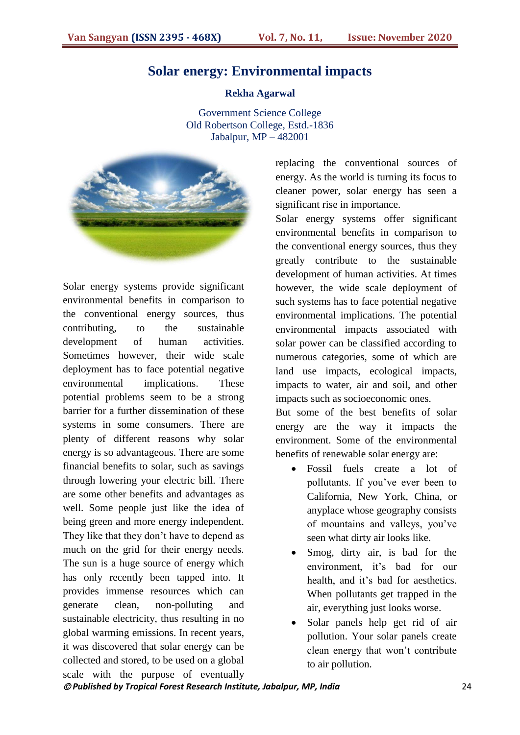# Solar energy: Environmental impacts

**Rekha Agarwal**

Government Science College
Old Robertson College, Estd.-1836
Jabalpur, MP – 482001

Solar energy systems provide significant environmental benefits in comparison to the conventional energy sources, thus contributing, to the sustainable development of human activities. Sometimes however, their wide scale deployment has to face potential negative environmental implications. These potential problems seem to be a strong barrier for a further dissemination of these systems in some consumers. There are plenty of different reasons why solar energy is so advantageous. There are some financial benefits to solar, such as savings through lowering your electric bill. There are some other benefits and advantages as well. Some people just like the idea of being green and more energy independent. They like that they don't have to depend as much on the grid for their energy needs. The sun is a huge source of energy which has only recently been tapped into. It provides immense resources which can generate clean, non-polluting and sustainable electricity, thus resulting in no global warming emissions. In recent years, it was discovered that solar energy can be collected and stored, to be used on a global scale with the purpose of eventually replacing the conventional sources of energy. As the world is turning its focus to cleaner power, solar energy has seen a significant rise in importance.

Solar energy systems offer significant environmental benefits in comparison to the conventional energy sources, thus they greatly contribute to the sustainable development of human activities. At times however, the wide scale deployment of such systems has to face potential negative environmental implications. The potential environmental impacts associated with solar power can be classified according to numerous categories, some of which are land use impacts, ecological impacts, impacts to water, air and soil, and other impacts such as socioeconomic ones.

But some of the best benefits of solar energy are the way it impacts the environment. Some of the environmental benefits of renewable solar energy are:

- Fossil fuels create a lot of pollutants. If you've ever been to California, New York, China, or anyplace whose geography consists of mountains and valleys, you've seen what dirty air looks like.
- Smog, dirty air, is bad for the environment, it's bad for our health, and it's bad for aesthetics. When pollutants get trapped in the air, everything just looks worse.
- Solar panels help get rid of air pollution. Your solar panels create clean energy that won't contribute to air pollution.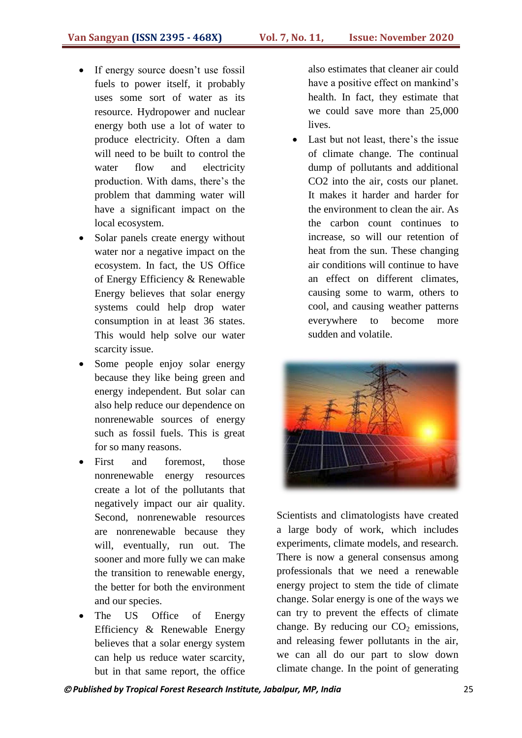- If energy source doesn't use fossil fuels to power itself, it probably uses some sort of water as its resource. Hydropower and nuclear energy both use a lot of water to produce electricity. Often a dam will need to be built to control the water flow and electricity production. With dams, there's the problem that damming water will have a significant impact on the local ecosystem.
- Solar panels create energy without water nor a negative impact on the ecosystem. In fact, the US Office of Energy Efficiency & Renewable Energy believes that solar energy systems could help drop water consumption in at least 36 states. This would help solve our water scarcity issue.
- Some people enjoy solar energy because they like being green and energy independent. But solar can also help reduce our dependence on nonrenewable sources of energy such as fossil fuels. This is great for so many reasons.
- First and foremost, those nonrenewable energy resources create a lot of the pollutants that negatively impact our air quality. Second, nonrenewable resources are nonrenewable because they will, eventually, run out. The sooner and more fully we can make the transition to renewable energy, the better for both the environment and our species.
- The US Office of Energy Efficiency & Renewable Energy believes that a solar energy system can help us reduce water scarcity, but in that same report, the office also estimates that cleaner air could have a positive effect on mankind's health. In fact, they estimate that we could save more than 25,000 lives.
- Last but not least, there's the issue of climate change. The continual dump of pollutants and additional CO2 into the air, costs our planet. It makes it harder and harder for the environment to clean the air. As the carbon count continues to increase, so will our retention of heat from the sun. These changing air conditions will continue to have an effect on different climates, causing some to warm, others to cool, and causing weather patterns everywhere to become more sudden and volatile.

Scientists and climatologists have created a large body of work, which includes experiments, climate models, and research. There is now a general consensus among professionals that we need a renewable energy project to stem the tide of climate change. Solar energy is one of the ways we can try to prevent the effects of climate change. By reducing our $CO_2$ emissions, and releasing fewer pollutants in the air, we can all do our part to slow down climate change. In the point of generating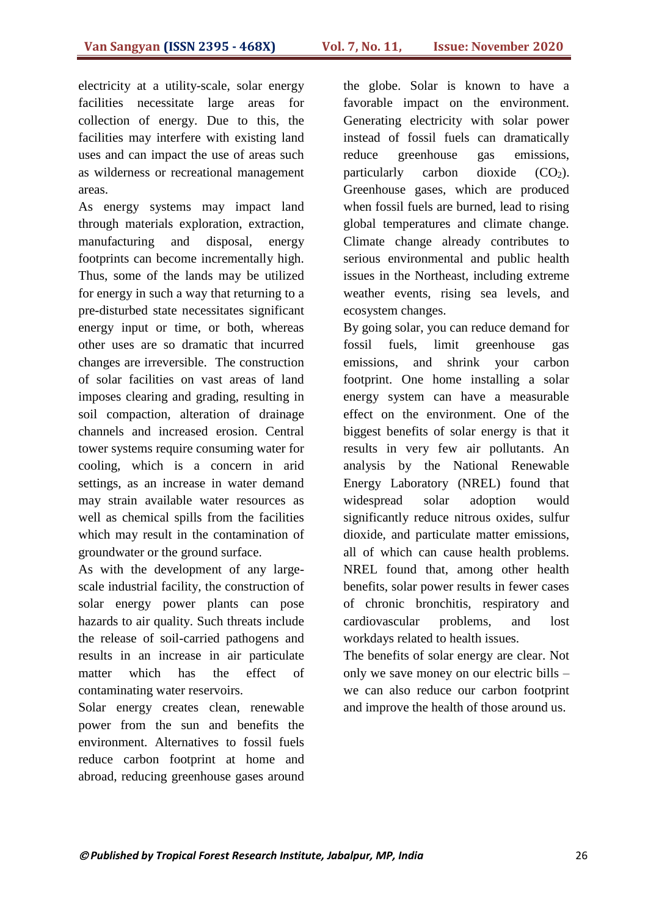electricity at a utility-scale, solar energy facilities necessitate large areas for collection of energy. Due to this, the facilities may interfere with existing land uses and can impact the use of areas such as wilderness or recreational management areas.

As energy systems may impact land through materials exploration, extraction, manufacturing and disposal, energy footprints can become incrementally high. Thus, some of the lands may be utilized for energy in such a way that returning to a pre-disturbed state necessitates significant energy input or time, or both, whereas other uses are so dramatic that incurred changes are irreversible. The construction of solar facilities on vast areas of land imposes clearing and grading, resulting in soil compaction, alteration of drainage channels and increased erosion. Central tower systems require consuming water for cooling, which is a concern in arid settings, as an increase in water demand may strain available water resources as well as chemical spills from the facilities which may result in the contamination of groundwater or the ground surface.

As with the development of any large-scale industrial facility, the construction of solar energy power plants can pose hazards to air quality. Such threats include the release of soil-carried pathogens and results in an increase in air particulate matter which has the effect of contaminating water reservoirs.

Solar energy creates clean, renewable power from the sun and benefits the environment. Alternatives to fossil fuels reduce carbon footprint at home and abroad, reducing greenhouse gases around the globe. Solar is known to have a favorable impact on the environment. Generating electricity with solar power instead of fossil fuels can dramatically reduce greenhouse gas emissions, particularly carbon dioxide ($CO_2$). Greenhouse gases, which are produced when fossil fuels are burned, lead to rising global temperatures and climate change. Climate change already contributes to serious environmental and public health issues in the Northeast, including extreme weather events, rising sea levels, and ecosystem changes.

By going solar, you can reduce demand for fossil fuels, limit greenhouse gas emissions, and shrink your carbon footprint. One home installing a solar energy system can have a measurable effect on the environment. One of the biggest benefits of solar energy is that it results in very few air pollutants. An analysis by the National Renewable Energy Laboratory (NREL) found that widespread solar adoption would significantly reduce nitrous oxides, sulfur dioxide, and particulate matter emissions, all of which can cause health problems. NREL found that, among other health benefits, solar power results in fewer cases of chronic bronchitis, respiratory and cardiovascular problems, and lost workdays related to health issues.

The benefits of solar energy are clear. Not only we save money on our electric bills – we can also reduce our carbon footprint and improve the health of those around us.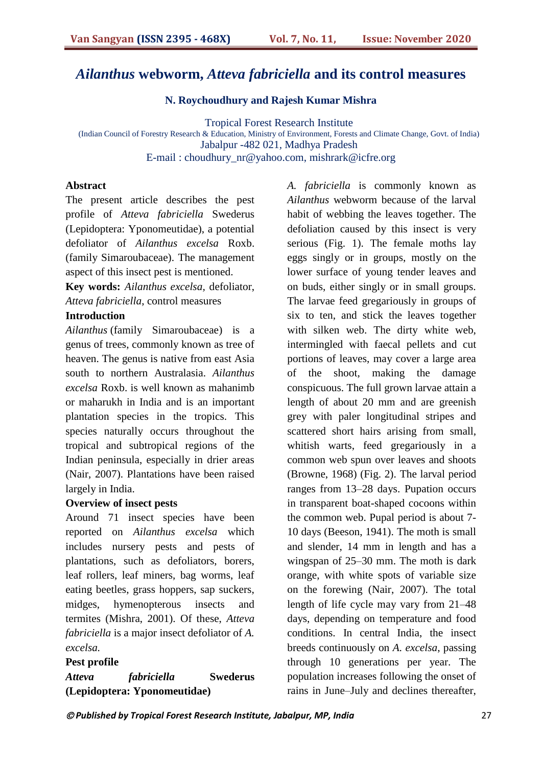# *Ailanthus* webworm, *Atteva fabriciella* and its control measures

**N. Roychoudhury and Rajesh Kumar Mishra**

Tropical Forest Research Institute
(Indian Council of Forestry Research & Education, Ministry of Environment, Forests and Climate Change, Govt. of India)
Jabalpur -482 021, Madhya Pradesh
E-mail : choudhury_nr@yahoo.com, mishrark@icfre.org

**Abstract**

The present article describes the pest profile of *Atteva fabriciella* Swederus (Lepidoptera: Yponomeutidae), a potential defoliator of *Ailanthus excelsa* Roxb. (family Simaroubaceae). The management aspect of this insect pest is mentioned.

**Key words:** *Ailanthus excelsa*, defoliator, *Atteva fabriciella*, control measures

**Introduction**

*Ailanthus* (family Simaroubaceae) is a genus of trees, commonly known as tree of heaven. The genus is native from east Asia south to northern Australasia. *Ailanthus excelsa* Roxb. is well known as mahanimb or maharukh in India and is an important plantation species in the tropics. This species naturally occurs throughout the tropical and subtropical regions of the Indian peninsula, especially in drier areas (Nair, 2007). Plantations have been raised largely in India.

**Overview of insect pests**

Around 71 insect species have been reported on *Ailanthus excelsa* which includes nursery pests and pests of plantations, such as defoliators, borers, leaf rollers, leaf miners, bag worms, leaf eating beetles, grass hoppers, sap suckers, midges, hymenopterous insects and termites (Mishra, 2001). Of these, *Atteva fabriciella* is a major insect defoliator of *A. excelsa.*

**Pest profile**

***Atteva fabriciella* Swederus (Lepidoptera: Yponomeutidae)**

*A. fabriciella* is commonly known as *Ailanthus* webworm because of the larval habit of webbing the leaves together. The defoliation caused by this insect is very serious (Fig. 1). The female moths lay eggs singly or in groups, mostly on the lower surface of young tender leaves and on buds, either singly or in small groups. The larvae feed gregariously in groups of six to ten, and stick the leaves together with silken web. The dirty white web, intermingled with faecal pellets and cut portions of leaves, may cover a large area of the shoot, making the damage conspicuous. The full grown larvae attain a length of about 20 mm and are greenish grey with paler longitudinal stripes and scattered short hairs arising from small, whitish warts, feed gregariously in a common web spun over leaves and shoots (Browne, 1968) (Fig. 2). The larval period ranges from 13–28 days. Pupation occurs in transparent boat-shaped cocoons within the common web. Pupal period is about 7-10 days (Beeson, 1941). The moth is small and slender, 14 mm in length and has a wingspan of 25–30 mm. The moth is dark orange, with white spots of variable size on the forewing (Nair, 2007). The total length of life cycle may vary from 21–48 days, depending on temperature and food conditions. In central India, the insect breeds continuously on *A. excelsa*, passing through 10 generations per year. The population increases following the onset of rains in June–July and declines thereafter,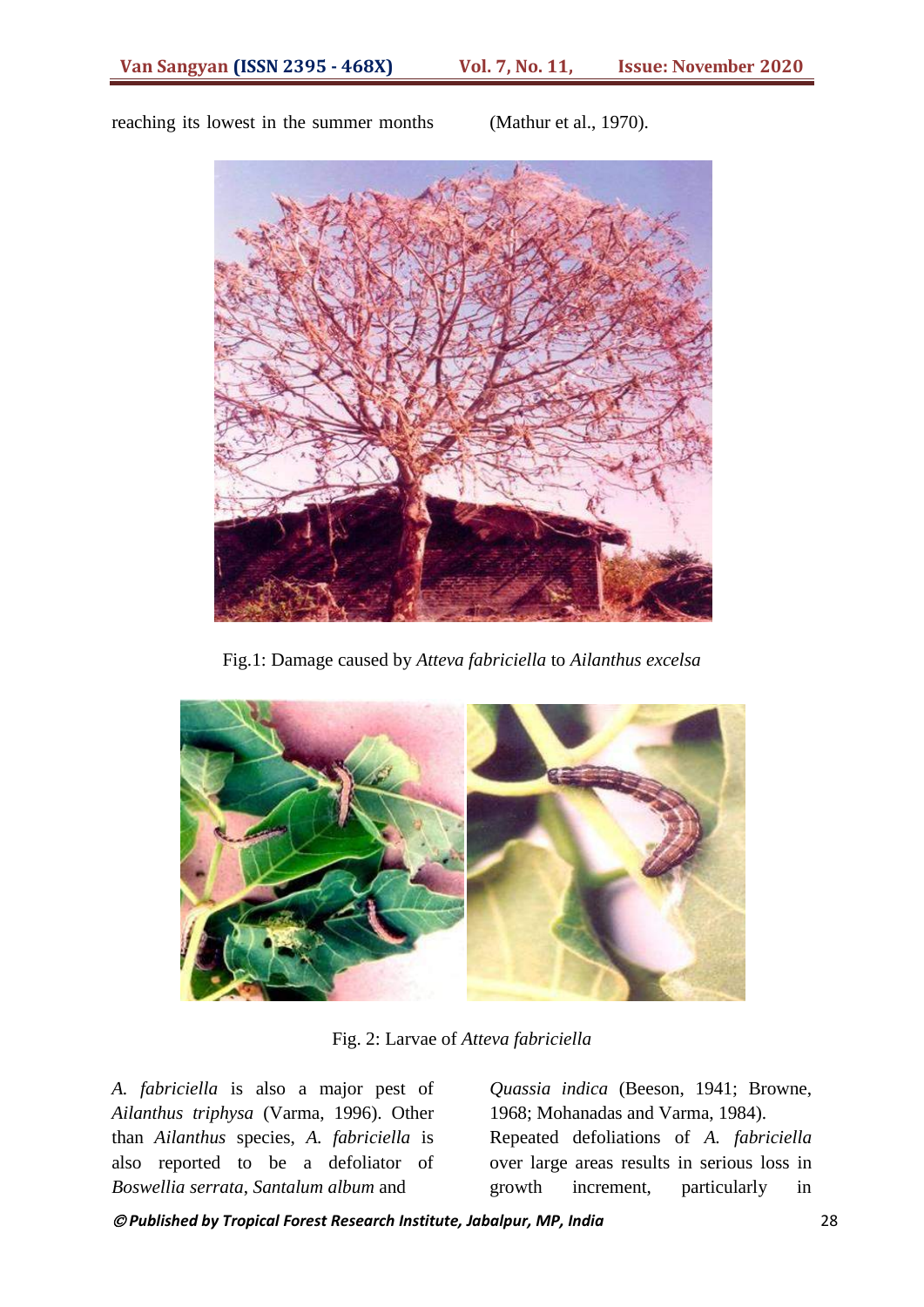reaching its lowest in the summer months (Mathur et al., 1970).

Fig.1: Damage caused by *Atteva fabriciella* to *Ailanthus excelsa*

Fig. 2: Larvae of *Atteva fabriciella*

*A. fabriciella* is also a major pest of *Ailanthus triphysa* (Varma, 1996). Other than *Ailanthus* species, *A. fabriciella* is also reported to be a defoliator of *Boswellia serrata*, *Santalum album* and *Quassia indica* (Beeson, 1941; Browne, 1968; Mohanadas and Varma, 1984).

Repeated defoliations of *A. fabriciella* over large areas results in serious loss in growth increment, particularly in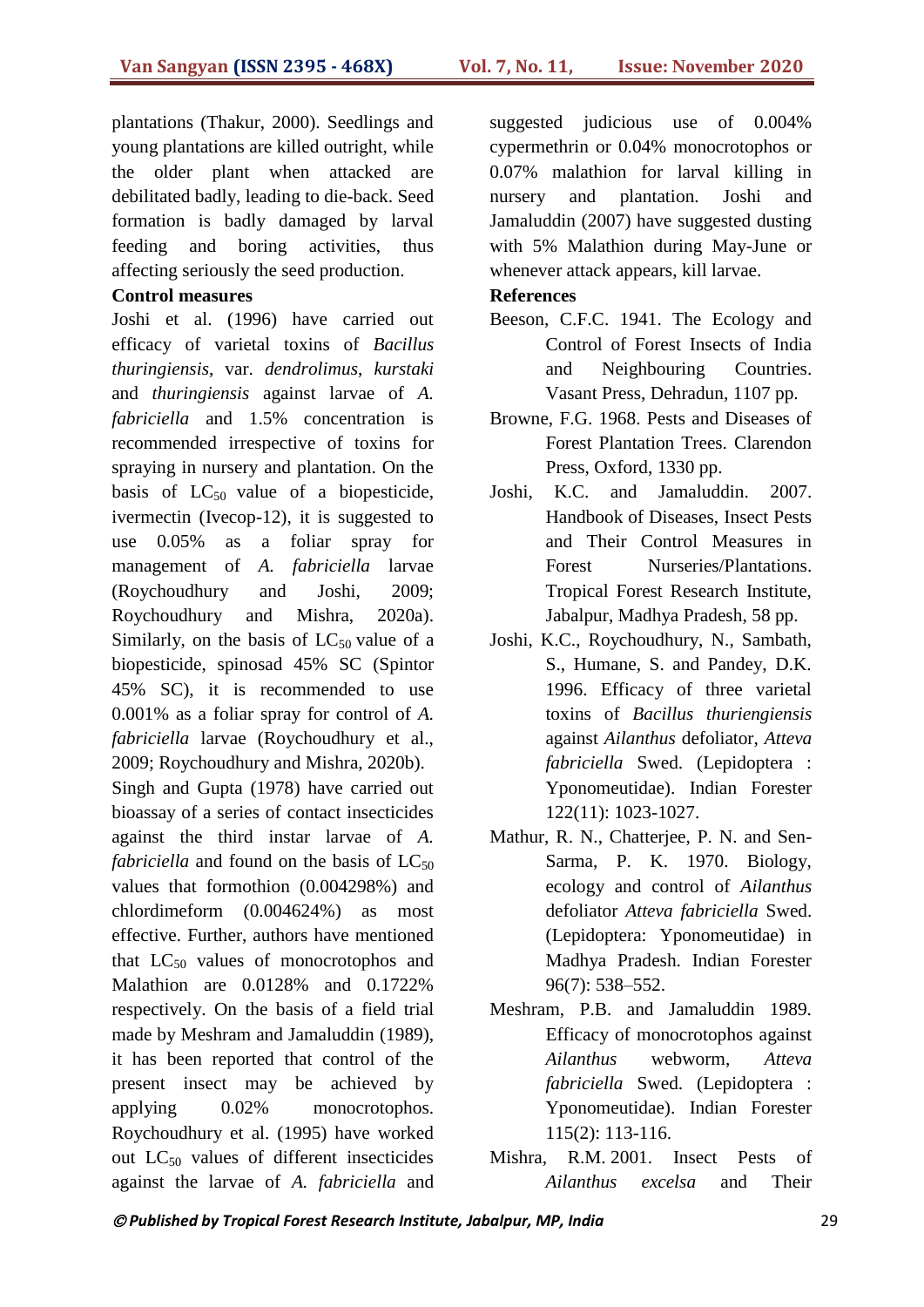plantations (Thakur, 2000). Seedlings and young plantations are killed outright, while the older plant when attacked are debilitated badly, leading to die-back. Seed formation is badly damaged by larval feeding and boring activities, thus affecting seriously the seed production.

**Control measures**

Joshi et al. (1996) have carried out efficacy of varietal toxins of *Bacillus thuringiensis*, var. *dendrolimus*, *kurstaki* and *thuringiensis* against larvae of *A. fabriciella* and 1.5% concentration is recommended irrespective of toxins for spraying in nursery and plantation. On the basis of $LC_{50}$ value of a biopesticide, ivermectin (Ivecop-12), it is suggested to use 0.05% as a foliar spray for management of *A. fabriciella* larvae (Roychoudhury and Joshi, 2009; Roychoudhury and Mishra, 2020a). Similarly, on the basis of $LC_{50}$ value of a biopesticide, spinosad 45% SC (Spintor 45% SC), it is recommended to use 0.001% as a foliar spray for control of *A. fabriciella* larvae (Roychoudhury et al., 2009; Roychoudhury and Mishra, 2020b).

Singh and Gupta (1978) have carried out bioassay of a series of contact insecticides against the third instar larvae of *A. fabriciella* and found on the basis of $LC_{50}$ values that formothion (0.004298%) and chlordimeform (0.004624%) as most effective. Further, authors have mentioned that $LC_{50}$ values of monocrotophos and Malathion are 0.0128% and 0.1722% respectively. On the basis of a field trial made by Meshram and Jamaluddin (1989), it has been reported that control of the present insect may be achieved by applying 0.02% monocrotophos. Roychoudhury et al. (1995) have worked out $LC_{50}$ values of different insecticides against the larvae of *A. fabriciella* and suggested judicious use of 0.004% cypermethrin or 0.04% monocrotophos or 0.07% malathion for larval killing in nursery and plantation. Joshi and Jamaluddin (2007) have suggested dusting with 5% Malathion during May-June or whenever attack appears, kill larvae.

**References**

Beeson, C.F.C. 1941. The Ecology and Control of Forest Insects of India and Neighbouring Countries. Vasant Press, Dehradun, 1107 pp.

Browne, F.G. 1968. Pests and Diseases of Forest Plantation Trees. Clarendon Press, Oxford, 1330 pp.

Joshi, K.C. and Jamaluddin. 2007. Handbook of Diseases, Insect Pests and Their Control Measures in Forest Nurseries/Plantations. Tropical Forest Research Institute, Jabalpur, Madhya Pradesh, 58 pp.

Joshi, K.C., Roychoudhury, N., Sambath, S., Humane, S. and Pandey, D.K. 1996. Efficacy of three varietal toxins of *Bacillus thuriengiensis* against *Ailanthus* defoliator, *Atteva fabriciella* Swed. (Lepidoptera : Yponomeutidae). Indian Forester 122(11): 1023-1027.

Mathur, R. N., Chatterjee, P. N. and Sen-Sarma, P. K. 1970. Biology, ecology and control of *Ailanthus* defoliator *Atteva fabriciella* Swed. (Lepidoptera: Yponomeutidae) in Madhya Pradesh. Indian Forester 96(7): 538–552.

Meshram, P.B. and Jamaluddin 1989. Efficacy of monocrotophos against *Ailanthus* webworm, *Atteva fabriciella* Swed. (Lepidoptera : Yponomeutidae). Indian Forester 115(2): 113-116.

Mishra, R.M. 2001. Insect Pests of *Ailanthus excelsa* and Their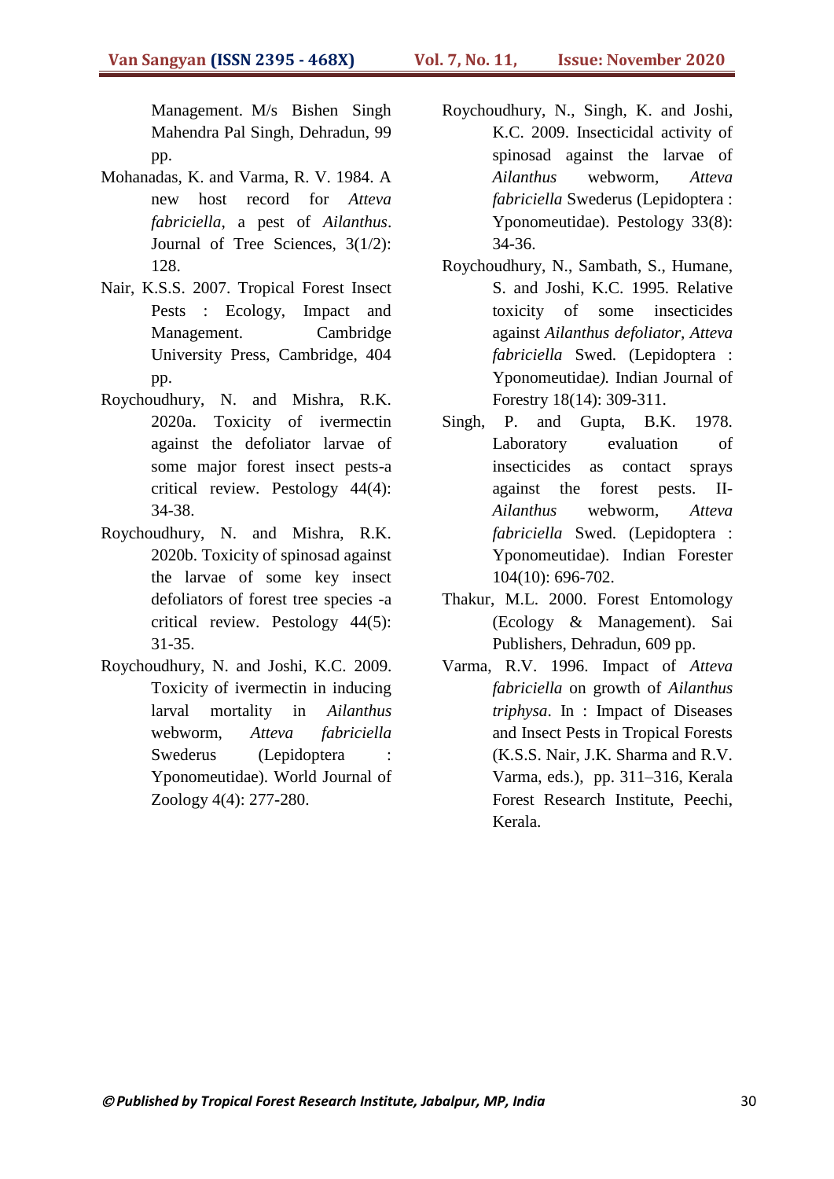Management. M/s Bishen Singh Mahendra Pal Singh, Dehradun, 99 pp.

Mohanadas, K. and Varma, R. V. 1984. A new host record for *Atteva fabriciella*, a pest of *Ailanthus*. Journal of Tree Sciences, 3(1/2): 128.

Nair, K.S.S. 2007. Tropical Forest Insect Pests : Ecology, Impact and Management. Cambridge University Press, Cambridge, 404 pp.

Roychoudhury, N. and Mishra, R.K. 2020a. Toxicity of ivermectin against the defoliator larvae of some major forest insect pests-a critical review. Pestology 44(4): 34-38.

Roychoudhury, N. and Mishra, R.K. 2020b. Toxicity of spinosad against the larvae of some key insect defoliators of forest tree species -a critical review. Pestology 44(5): 31-35.

Roychoudhury, N. and Joshi, K.C. 2009. Toxicity of ivermectin in inducing larval mortality in *Ailanthus* webworm, *Atteva fabriciella* Swederus (Lepidoptera : Yponomeutidae). World Journal of Zoology 4(4): 277-280.

Roychoudhury, N., Singh, K. and Joshi, K.C. 2009. Insecticidal activity of spinosad against the larvae of *Ailanthus* webworm, *Atteva fabriciella* Swederus (Lepidoptera : Yponomeutidae). Pestology 33(8): 34-36.

Roychoudhury, N., Sambath, S., Humane, S. and Joshi, K.C. 1995. Relative toxicity of some insecticides against *Ailanthus defoliator*, *Atteva fabriciella* Swed. (Lepidoptera : Yponomeutidae*).* Indian Journal of Forestry 18(14): 309-311.

Singh, P. and Gupta, B.K. 1978. Laboratory evaluation of insecticides as contact sprays against the forest pests. II- *Ailanthus* webworm, *Atteva fabriciella* Swed. (Lepidoptera : Yponomeutidae). Indian Forester 104(10): 696-702.

Thakur, M.L. 2000. Forest Entomology (Ecology & Managment). Sai Publishers, Dehradun, 609 pp.

Varma, R.V. 1996. Impact of *Atteva fabriciella* on growth of *Ailanthus triphysa*. In : Impact of Diseases and Insect Pests in Tropical Forests (K.S.S. Nair, J.K. Sharma and R.V. Varma, eds.), pp. 311–316, Kerala Forest Research Institute, Peechi, Kerala.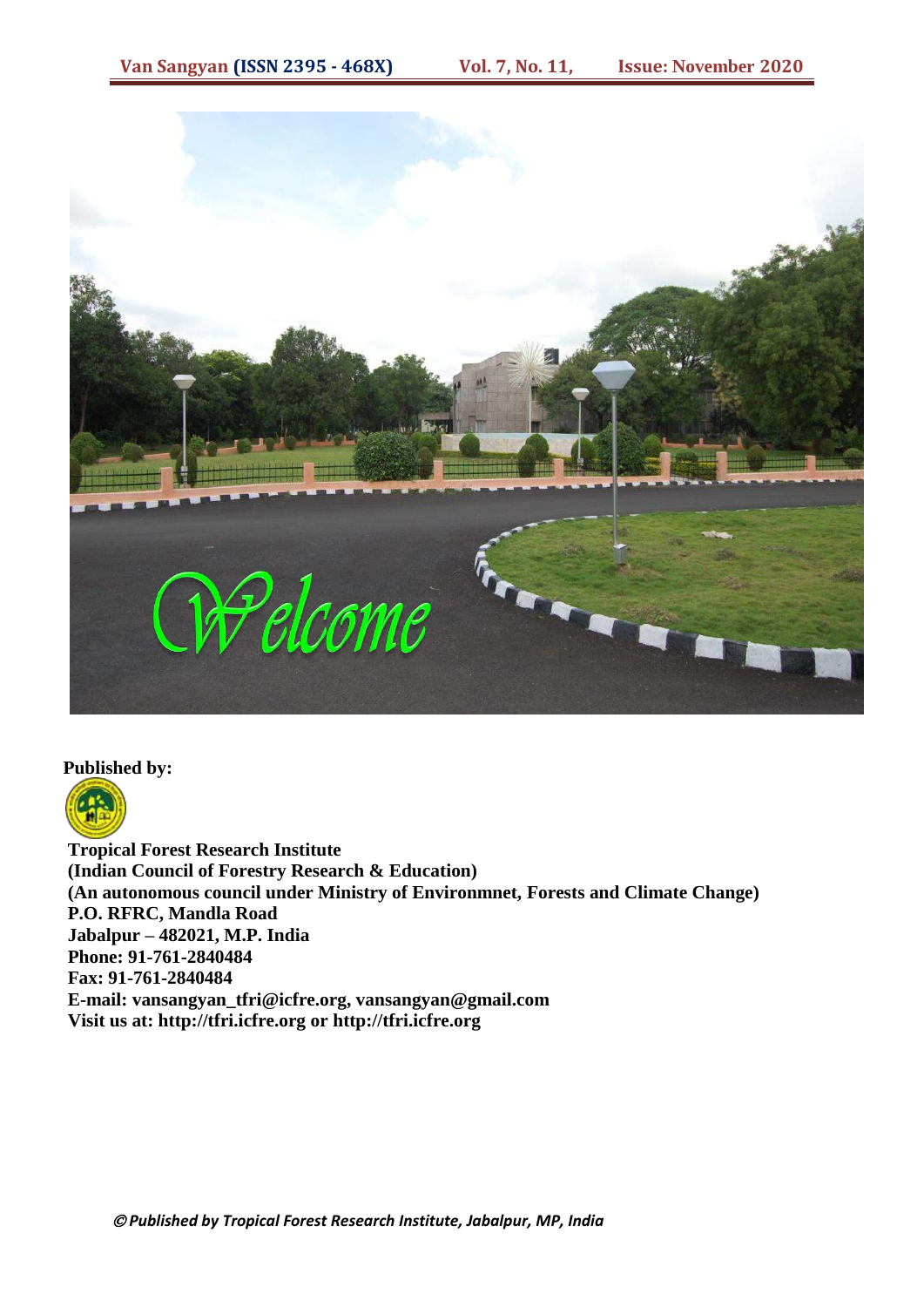Published by:

**Tropical Forest Research Institute**
**(Indian Council of Forestry Research & Education)**
**(An autonomous council under Ministry of Environmnet, Forests and Climate Change)**
**P.O. RFRC, Mandla Road**
**Jabalpur – 482021, M.P. India**
**Phone: 91-761-2840484**
**Fax: 91-761-2840484**
**E-mail: vansangyan_tfri@icfre.org, vansangyan@gmail.com**
**Visit us at: http://tfri.icfre.org or http://tfri.icfre.org**

*© Published by Tropical Forest Research Institute, Jabalpur, MP, India*